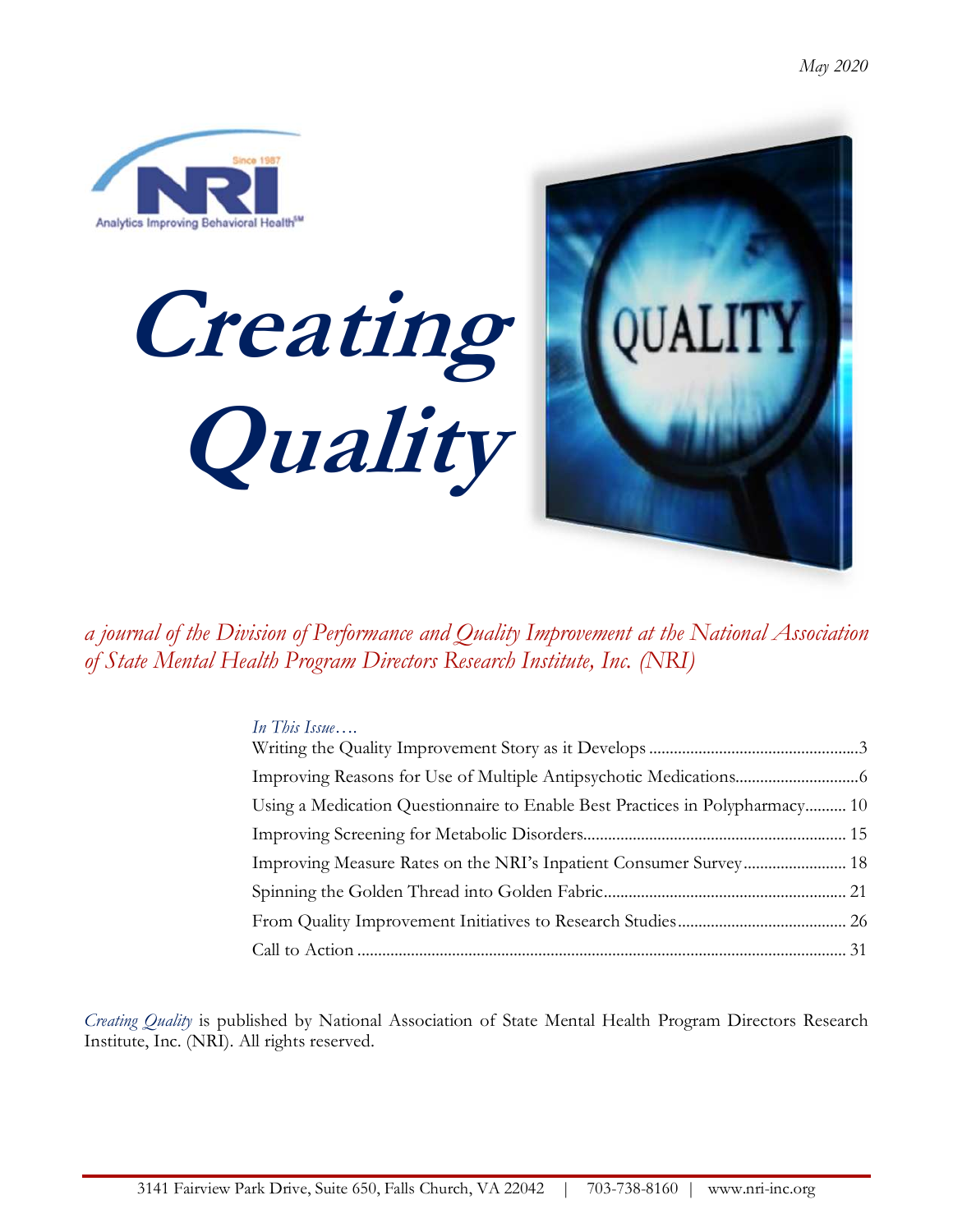*May 2020*

# *Creating Quality*

*a journal of the Division of Performance and Quality Improvement at the National Association of State Mental Health Program Directors Research Institute, Inc. (NRI)*

*In This Issue….*

- Writing the Quality Improvement Story as it Develops ....................3
- Improving Reasons for Use of Multiple Antipsychotic Medications....................6
- Using a Medication Questionnaire to Enable Best Practices in Polypharmacy.......... 10
- Improving Screening for Metabolic Disorders.................... 15
- Improving Measure Rates on the NRI's Inpatient Consumer Survey.................... 18
- Spinning the Golden Thread into Golden Fabric.................... 21
- From Quality Improvement Initiatives to Research Studies.................... 26
- Call to Action .................... 31

*Creating Quality* is published by National Association of State Mental Health Program Directors Research Institute, Inc. (NRI). All rights reserved.

3141 Fairview Park Drive, Suite 650, Falls Church, VA 22042 | 703-738-8160 | www.nri-inc.org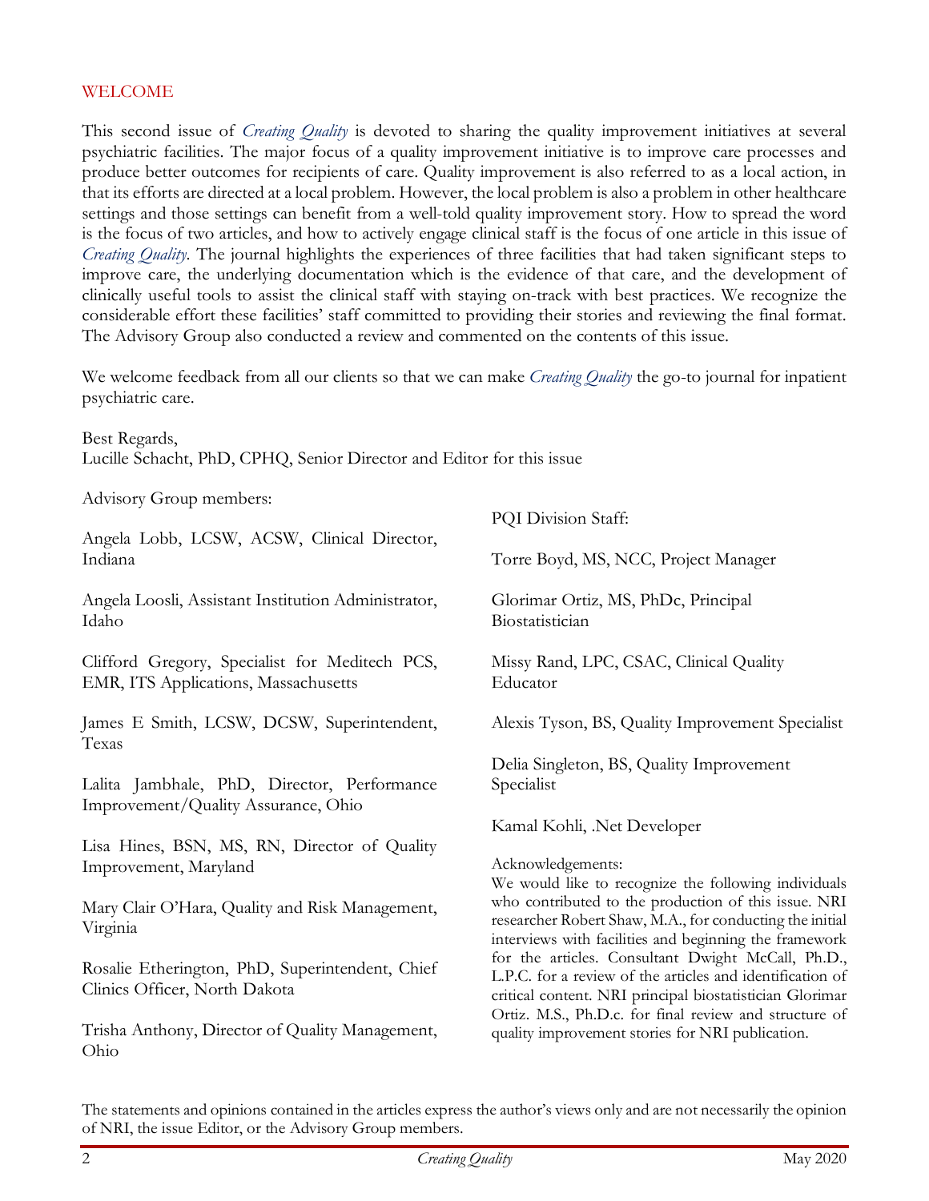## WELCOME

This second issue of *Creating Quality* is devoted to sharing the quality improvement initiatives at several psychiatric facilities. The major focus of a quality improvement initiative is to improve care processes and produce better outcomes for recipients of care. Quality improvement is also referred to as a local action, in that its efforts are directed at a local problem. However, the local problem is also a problem in other healthcare settings and those settings can benefit from a well-told quality improvement story. How to spread the word is the focus of two articles, and how to actively engage clinical staff is the focus of one article in this issue of *Creating Quality*. The journal highlights the experiences of three facilities that had taken significant steps to improve care, the underlying documentation which is the evidence of that care, and the development of clinically useful tools to assist the clinical staff with staying on-track with best practices. We recognize the considerable effort these facilities' staff committed to providing their stories and reviewing the final format. The Advisory Group also conducted a review and commented on the contents of this issue.

We welcome feedback from all our clients so that we can make *Creating Quality* the go-to journal for inpatient psychiatric care.

Best Regards,
Lucille Schacht, PhD, CPHQ, Senior Director and Editor for this issue

Advisory Group members:

Angela Lobb, LCSW, ACSW, Clinical Director, Indiana

Angela Loosli, Assistant Institution Administrator, Idaho

Clifford Gregory, Specialist for Meditech PCS, EMR, ITS Applications, Massachusetts

James E Smith, LCSW, DCSW, Superintendent, Texas

Lalita Jambhale, PhD, Director, Performance Improvement/Quality Assurance, Ohio

Lisa Hines, BSN, MS, RN, Director of Quality Improvement, Maryland

Mary Clair O'Hara, Quality and Risk Management, Virginia

Rosalie Etherington, PhD, Superintendent, Chief Clinics Officer, North Dakota

Trisha Anthony, Director of Quality Management, Ohio

PQI Division Staff:

Torre Boyd, MS, NCC, Project Manager

Glorimar Ortiz, MS, PhDc, Principal Biostatistician

Missy Rand, LPC, CSAC, Clinical Quality Educator

Alexis Tyson, BS, Quality Improvement Specialist

Delia Singleton, BS, Quality Improvement Specialist

Kamal Kohli, .Net Developer

Acknowledgements:
We would like to recognize the following individuals who contributed to the production of this issue. NRI researcher Robert Shaw, M.A., for conducting the initial interviews with facilities and beginning the framework for the articles. Consultant Dwight McCall, Ph.D., L.P.C. for a review of the articles and identification of critical content. NRI principal biostatistician Glorimar Ortiz. M.S., Ph.D.c. for final review and structure of quality improvement stories for NRI publication.

The statements and opinions contained in the articles express the author's views only and are not necessarily the opinion of NRI, the issue Editor, or the Advisory Group members.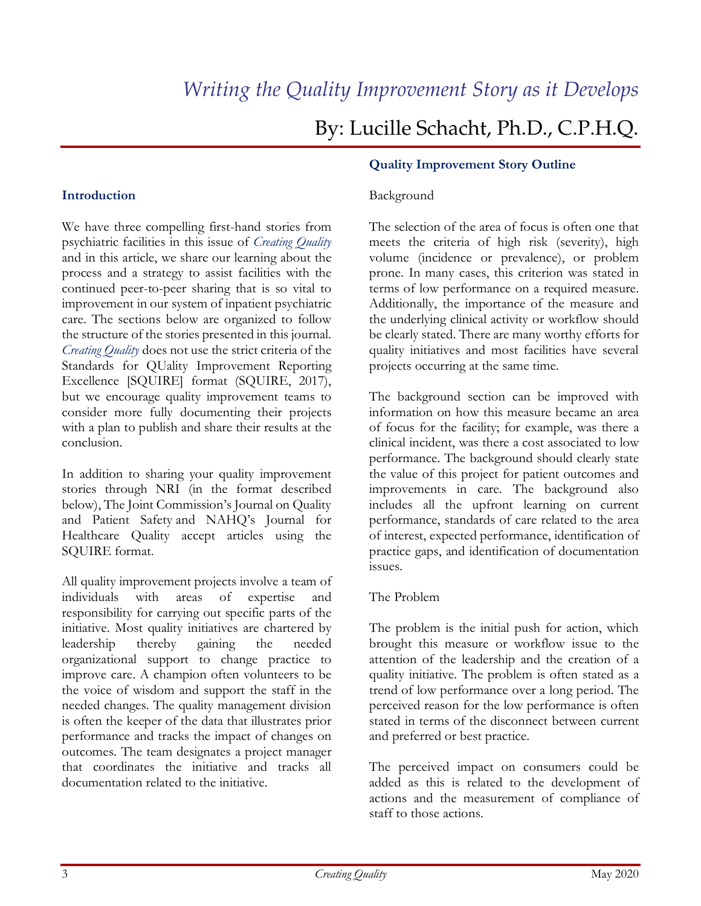# *Writing the Quality Improvement Story as it Develops*

## By: Lucille Schacht, Ph.D., C.P.H.Q.

### Introduction

We have three compelling first-hand stories from psychiatric facilities in this issue of *Creating Quality* and in this article, we share our learning about the process and a strategy to assist facilities with the continued peer-to-peer sharing that is so vital to improvement in our system of inpatient psychiatric care. The sections below are organized to follow the structure of the stories presented in this journal. *Creating Quality* does not use the strict criteria of the Standards for QUality Improvement Reporting Excellence [SQUIRE] format (SQUIRE, 2017), but we encourage quality improvement teams to consider more fully documenting their projects with a plan to publish and share their results at the conclusion.

In addition to sharing your quality improvement stories through NRI (in the format described below), The Joint Commission's Journal on Quality and Patient Safety and NAHQ's Journal for Healthcare Quality accept articles using the SQUIRE format.

All quality improvement projects involve a team of individuals with areas of expertise and responsibility for carrying out specific parts of the initiative. Most quality initiatives are chartered by leadership thereby gaining the needed organizational support to change practice to improve care. A champion often volunteers to be the voice of wisdom and support the staff in the needed changes. The quality management division is often the keeper of the data that illustrates prior performance and tracks the impact of changes on outcomes. The team designates a project manager that coordinates the initiative and tracks all documentation related to the initiative.

### Quality Improvement Story Outline

Background

The selection of the area of focus is often one that meets the criteria of high risk (severity), high volume (incidence or prevalence), or problem prone. In many cases, this criterion was stated in terms of low performance on a required measure. Additionally, the importance of the measure and the underlying clinical activity or workflow should be clearly stated. There are many worthy efforts for quality initiatives and most facilities have several projects occurring at the same time.

The background section can be improved with information on how this measure became an area of focus for the facility; for example, was there a clinical incident, was there a cost associated to low performance. The background should clearly state the value of this project for patient outcomes and improvements in care. The background also includes all the upfront learning on current performance, standards of care related to the area of interest, expected performance, identification of practice gaps, and identification of documentation issues.

The Problem

The problem is the initial push for action, which brought this measure or workflow issue to the attention of the leadership and the creation of a quality initiative. The problem is often stated as a trend of low performance over a long period. The perceived reason for the low performance is often stated in terms of the disconnect between current and preferred or best practice.

The perceived impact on consumers could be added as this is related to the development of actions and the measurement of compliance of staff to those actions.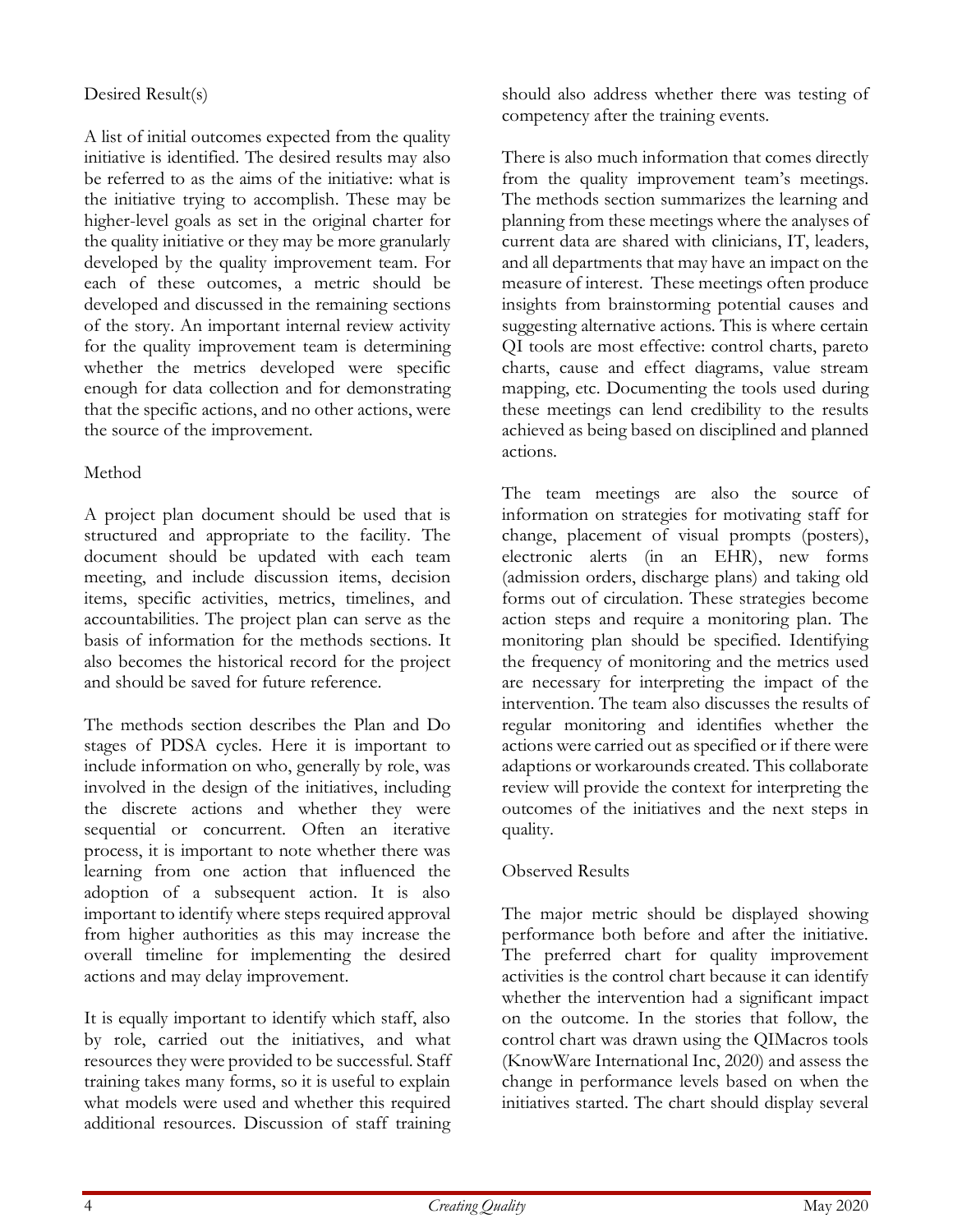### Desired Result(s)

A list of initial outcomes expected from the quality initiative is identified. The desired results may also be referred to as the aims of the initiative: what is the initiative trying to accomplish. These may be higher-level goals as set in the original charter for the quality initiative or they may be more granularly developed by the quality improvement team. For each of these outcomes, a metric should be developed and discussed in the remaining sections of the story. An important internal review activity for the quality improvement team is determining whether the metrics developed were specific enough for data collection and for demonstrating that the specific actions, and no other actions, were the source of the improvement.

### Method

A project plan document should be used that is structured and appropriate to the facility. The document should be updated with each team meeting, and include discussion items, decision items, specific activities, metrics, timelines, and accountabilities. The project plan can serve as the basis of information for the methods sections. It also becomes the historical record for the project and should be saved for future reference.

The methods section describes the Plan and Do stages of PDSA cycles. Here it is important to include information on who, generally by role, was involved in the design of the initiatives, including the discrete actions and whether they were sequential or concurrent. Often an iterative process, it is important to note whether there was learning from one action that influenced the adoption of a subsequent action. It is also important to identify where steps required approval from higher authorities as this may increase the overall timeline for implementing the desired actions and may delay improvement.

It is equally important to identify which staff, also by role, carried out the initiatives, and what resources they were provided to be successful. Staff training takes many forms, so it is useful to explain what models were used and whether this required additional resources. Discussion of staff training should also address whether there was testing of competency after the training events.

There is also much information that comes directly from the quality improvement team's meetings. The methods section summarizes the learning and planning from these meetings where the analyses of current data are shared with clinicians, IT, leaders, and all departments that may have an impact on the measure of interest. These meetings often produce insights from brainstorming potential causes and suggesting alternative actions. This is where certain QI tools are most effective: control charts, pareto charts, cause and effect diagrams, value stream mapping, etc. Documenting the tools used during these meetings can lend credibility to the results achieved as being based on disciplined and planned actions.

The team meetings are also the source of information on strategies for motivating staff for change, placement of visual prompts (posters), electronic alerts (in an EHR), new forms (admission orders, discharge plans) and taking old forms out of circulation. These strategies become action steps and require a monitoring plan. The monitoring plan should be specified. Identifying the frequency of monitoring and the metrics used are necessary for interpreting the impact of the intervention. The team also discusses the results of regular monitoring and identifies whether the actions were carried out as specified or if there were adaptions or workarounds created. This collaborate review will provide the context for interpreting the outcomes of the initiatives and the next steps in quality.

### Observed Results

The major metric should be displayed showing performance both before and after the initiative. The preferred chart for quality improvement activities is the control chart because it can identify whether the intervention had a significant impact on the outcome. In the stories that follow, the control chart was drawn using the QIMacros tools (KnowWare International Inc, 2020) and assess the change in performance levels based on when the initiatives started. The chart should display several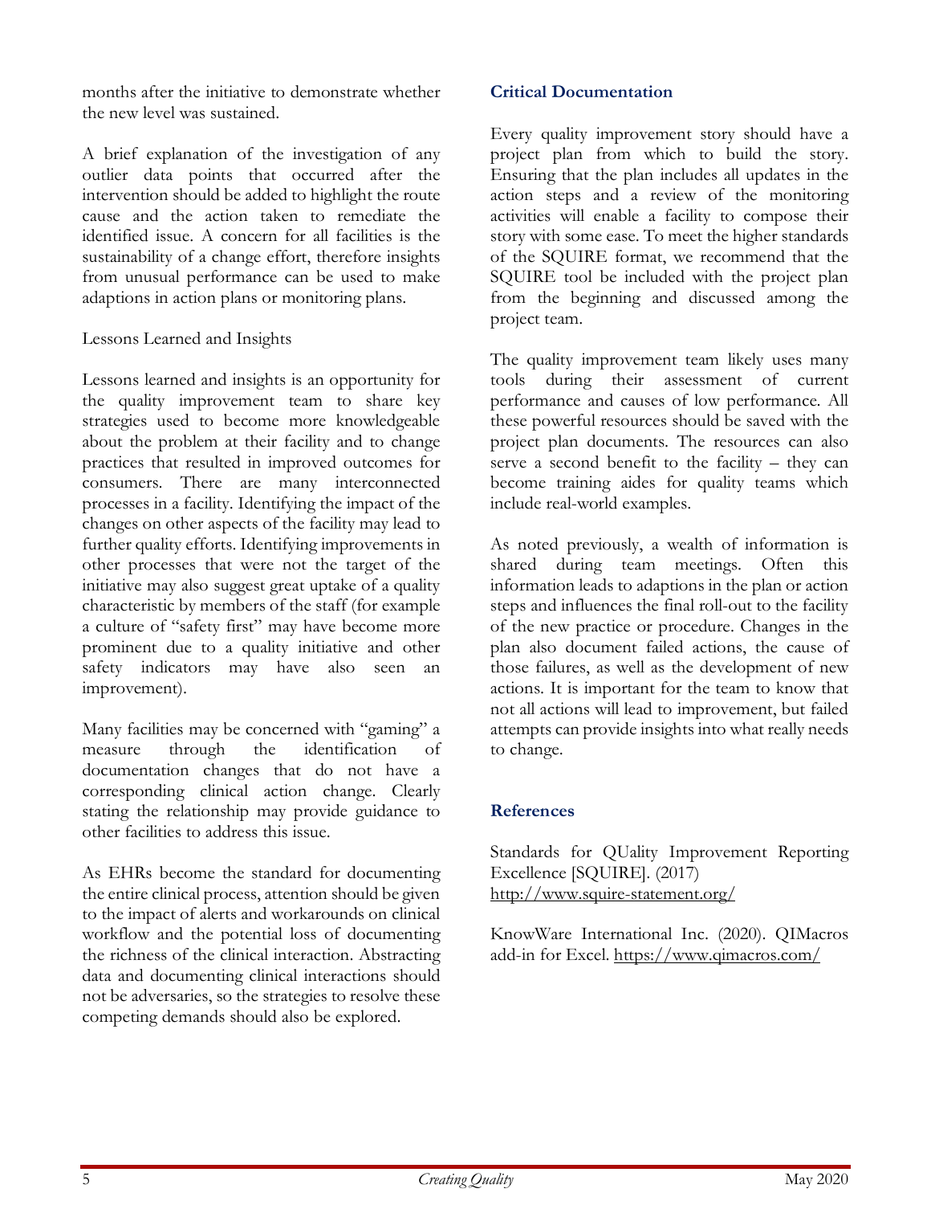months after the initiative to demonstrate whether the new level was sustained.

A brief explanation of the investigation of any outlier data points that occurred after the intervention should be added to highlight the route cause and the action taken to remediate the identified issue. A concern for all facilities is the sustainability of a change effort, therefore insights from unusual performance can be used to make adaptions in action plans or monitoring plans.

Lessons Learned and Insights

Lessons learned and insights is an opportunity for the quality improvement team to share key strategies used to become more knowledgeable about the problem at their facility and to change practices that resulted in improved outcomes for consumers. There are many interconnected processes in a facility. Identifying the impact of the changes on other aspects of the facility may lead to further quality efforts. Identifying improvements in other processes that were not the target of the initiative may also suggest great uptake of a quality characteristic by members of the staff (for example a culture of "safety first" may have become more prominent due to a quality initiative and other safety indicators may have also seen an improvement).

Many facilities may be concerned with "gaming" a measure through the identification of documentation changes that do not have a corresponding clinical action change. Clearly stating the relationship may provide guidance to other facilities to address this issue.

As EHRs become the standard for documenting the entire clinical process, attention should be given to the impact of alerts and workarounds on clinical workflow and the potential loss of documenting the richness of the clinical interaction. Abstracting data and documenting clinical interactions should not be adversaries, so the strategies to resolve these competing demands should also be explored.

## Critical Documentation

Every quality improvement story should have a project plan from which to build the story. Ensuring that the plan includes all updates in the action steps and a review of the monitoring activities will enable a facility to compose their story with some ease. To meet the higher standards of the SQUIRE format, we recommend that the SQUIRE tool be included with the project plan from the beginning and discussed among the project team.

The quality improvement team likely uses many tools during their assessment of current performance and causes of low performance. All these powerful resources should be saved with the project plan documents. The resources can also serve a second benefit to the facility – they can become training aides for quality teams which include real-world examples.

As noted previously, a wealth of information is shared during team meetings. Often this information leads to adaptions in the plan or action steps and influences the final roll-out to the facility of the new practice or procedure. Changes in the plan also document failed actions, the cause of those failures, as well as the development of new actions. It is important for the team to know that not all actions will lead to improvement, but failed attempts can provide insights into what really needs to change.

## References

Standards for QUality Improvement Reporting Excellence [SQUIRE]. (2017) http://www.squire-statement.org/

KnowWare International Inc. (2020). QIMacros add-in for Excel. https://www.qimacros.com/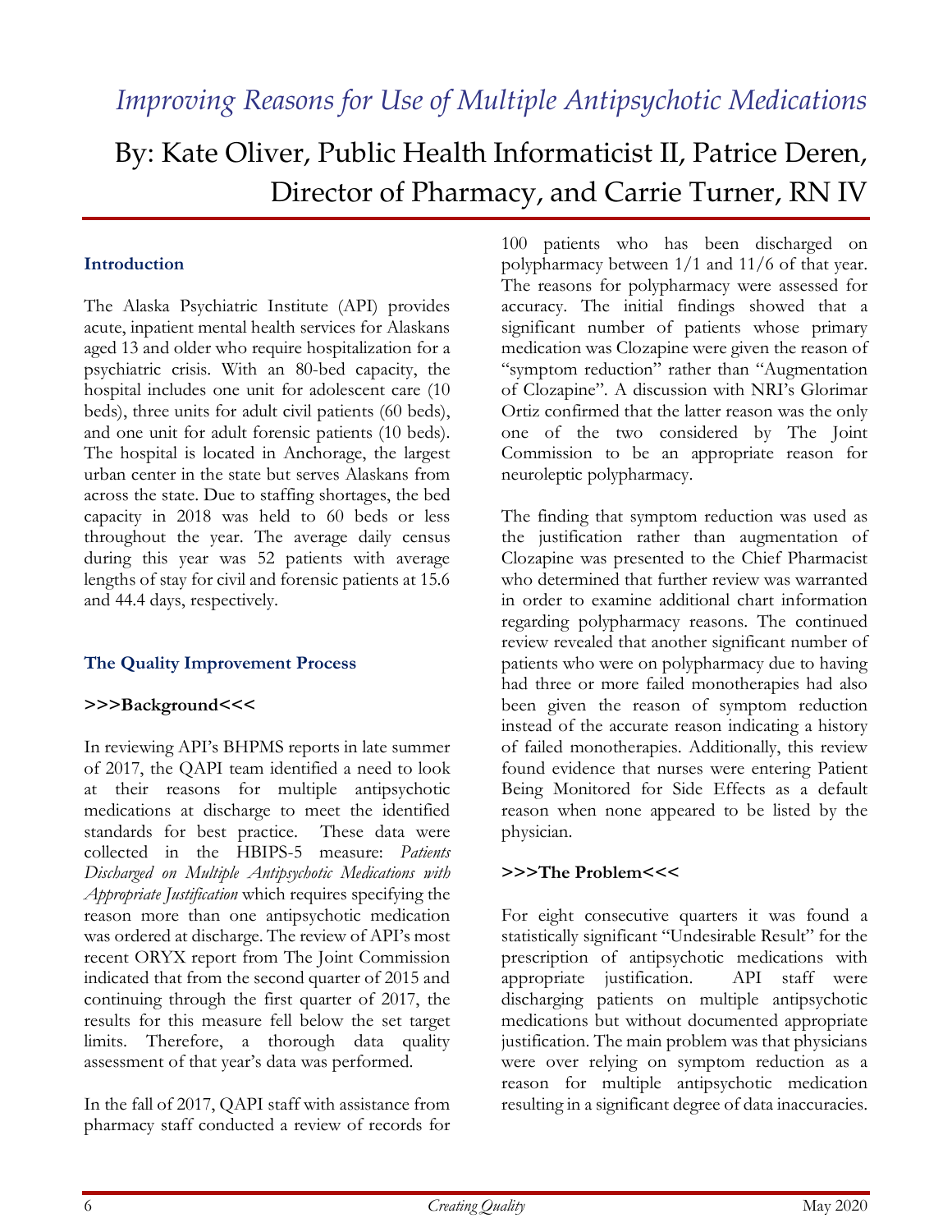# *Improving Reasons for Use of Multiple Antipsychotic Medications*

## By: Kate Oliver, Public Health Informaticist II, Patrice Deren, Director of Pharmacy, and Carrie Turner, RN IV

### Introduction

The Alaska Psychiatric Institute (API) provides acute, inpatient mental health services for Alaskans aged 13 and older who require hospitalization for a psychiatric crisis. With an 80-bed capacity, the hospital includes one unit for adolescent care (10 beds), three units for adult civil patients (60 beds), and one unit for adult forensic patients (10 beds). The hospital is located in Anchorage, the largest urban center in the state but serves Alaskans from across the state. Due to staffing shortages, the bed capacity in 2018 was held to 60 beds or less throughout the year. The average daily census during this year was 52 patients with average lengths of stay for civil and forensic patients at 15.6 and 44.4 days, respectively.

### The Quality Improvement Process

**>>>Background<<<**

In reviewing API's BHPMS reports in late summer of 2017, the QAPI team identified a need to look at their reasons for multiple antipsychotic medications at discharge to meet the identified standards for best practice. These data were collected in the HBIPS-5 measure: *Patients Discharged on Multiple Antipsychotic Medications with Appropriate Justification* which requires specifying the reason more than one antipsychotic medication was ordered at discharge. The review of API's most recent ORYX report from The Joint Commission indicated that from the second quarter of 2015 and continuing through the first quarter of 2017, the results for this measure fell below the set target limits. Therefore, a thorough data quality assessment of that year's data was performed.

In the fall of 2017, QAPI staff with assistance from pharmacy staff conducted a review of records for 100 patients who has been discharged on polypharmacy between 1/1 and 11/6 of that year. The reasons for polypharmacy were assessed for accuracy. The initial findings showed that a significant number of patients whose primary medication was Clozapine were given the reason of "symptom reduction" rather than "Augmentation of Clozapine". A discussion with NRI's Glorimar Ortiz confirmed that the latter reason was the only one of the two considered by The Joint Commission to be an appropriate reason for neuroleptic polypharmacy.

The finding that symptom reduction was used as the justification rather than augmentation of Clozapine was presented to the Chief Pharmacist who determined that further review was warranted in order to examine additional chart information regarding polypharmacy reasons. The continued review revealed that another significant number of patients who were on polypharmacy due to having had three or more failed monotherapies had also been given the reason of symptom reduction instead of the accurate reason indicating a history of failed monotherapies. Additionally, this review found evidence that nurses were entering Patient Being Monitored for Side Effects as a default reason when none appeared to be listed by the physician.

**>>>The Problem<<<**

For eight consecutive quarters it was found a statistically significant "Undesirable Result" for the prescription of antipsychotic medications with appropriate justification. API staff were discharging patients on multiple antipsychotic medications but without documented appropriate justification. The main problem was that physicians were over relying on symptom reduction as a reason for multiple antipsychotic medication resulting in a significant degree of data inaccuracies.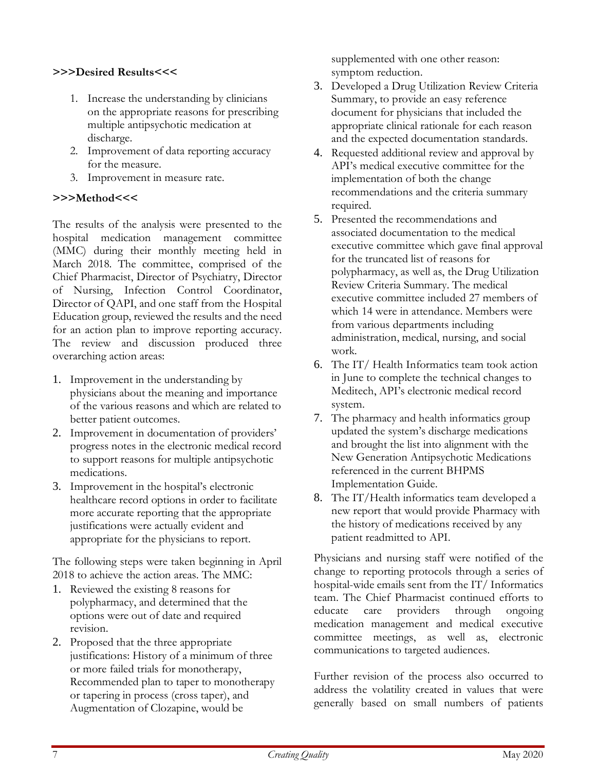**>>>Desired Results<<<**

1. Increase the understanding by clinicians on the appropriate reasons for prescribing multiple antipsychotic medication at discharge.
2. Improvement of data reporting accuracy for the measure.
3. Improvement in measure rate.

**>>>Method<<<**

The results of the analysis were presented to the hospital medication management committee (MMC) during their monthly meeting held in March 2018. The committee, comprised of the Chief Pharmacist, Director of Psychiatry, Director of Nursing, Infection Control Coordinator, Director of QAPI, and one staff from the Hospital Education group, reviewed the results and the need for an action plan to improve reporting accuracy. The review and discussion produced three overarching action areas:

1. Improvement in the understanding by physicians about the meaning and importance of the various reasons and which are related to better patient outcomes.
2. Improvement in documentation of providers' progress notes in the electronic medical record to support reasons for multiple antipsychotic medications.
3. Improvement in the hospital's electronic healthcare record options in order to facilitate more accurate reporting that the appropriate justifications were actually evident and appropriate for the physicians to report.

The following steps were taken beginning in April 2018 to achieve the action areas. The MMC:

1. Reviewed the existing 8 reasons for polypharmacy, and determined that the options were out of date and required revision.
2. Proposed that the three appropriate justifications: History of a minimum of three or more failed trials for monotherapy, Recommended plan to taper to monotherapy or tapering in process (cross taper), and Augmentation of Clozapine, would be supplemented with one other reason: symptom reduction.
3. Developed a Drug Utilization Review Criteria Summary, to provide an easy reference document for physicians that included the appropriate clinical rationale for each reason and the expected documentation standards.
4. Requested additional review and approval by API's medical executive committee for the implementation of both the change recommendations and the criteria summary required.
5. Presented the recommendations and associated documentation to the medical executive committee which gave final approval for the truncated list of reasons for polypharmacy, as well as, the Drug Utilization Review Criteria Summary. The medical executive committee included 27 members of which 14 were in attendance. Members were from various departments including administration, medical, nursing, and social work.
6. The IT/ Health Informatics team took action in June to complete the technical changes to Meditech, API's electronic medical record system.
7. The pharmacy and health informatics group updated the system's discharge medications and brought the list into alignment with the New Generation Antipsychotic Medications referenced in the current BHPMS Implementation Guide.
8. The IT/Health informatics team developed a new report that would provide Pharmacy with the history of medications received by any patient readmitted to API.

Physicians and nursing staff were notified of the change to reporting protocols through a series of hospital-wide emails sent from the IT/ Informatics team. The Chief Pharmacist continued efforts to educate care providers through ongoing medication management and medical executive committee meetings, as well as, electronic communications to targeted audiences.

Further revision of the process also occurred to address the volatility created in values that were generally based on small numbers of patients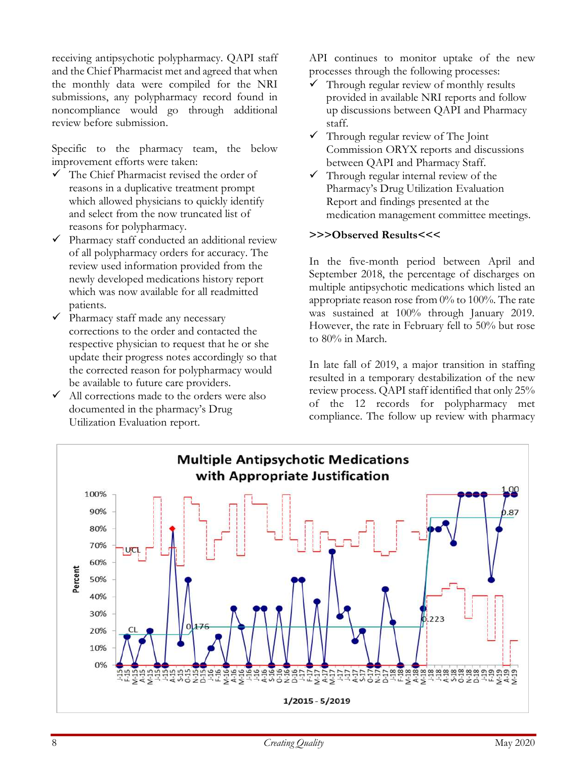receiving antipsychotic polypharmacy. QAPI staff and the Chief Pharmacist met and agreed that when the monthly data were compiled for the NRI submissions, any polypharmacy record found in noncompliance would go through additional review before submission.

Specific to the pharmacy team, the below improvement efforts were taken:

- ✓ The Chief Pharmacist revised the order of reasons in a duplicative treatment prompt which allowed physicians to quickly identify and select from the now truncated list of reasons for polypharmacy.
- ✓ Pharmacy staff conducted an additional review of all polypharmacy orders for accuracy. The review used information provided from the newly developed medications history report which was now available for all readmitted patients.
- ✓ Pharmacy staff made any necessary corrections to the order and contacted the respective physician to request that he or she update their progress notes accordingly so that the corrected reason for polypharmacy would be available to future care providers.
- ✓ All corrections made to the orders were also documented in the pharmacy's Drug Utilization Evaluation report.

API continues to monitor uptake of the new processes through the following processes:

- ✓ Through regular review of monthly results provided in available NRI reports and follow up discussions between QAPI and Pharmacy staff.
- ✓ Through regular review of The Joint Commission ORYX reports and discussions between QAPI and Pharmacy Staff.
- ✓ Through regular internal review of the Pharmacy's Drug Utilization Evaluation Report and findings presented at the medication management committee meetings.

**>>>Observed Results<<<**

In the five-month period between April and September 2018, the percentage of discharges on multiple antipsychotic medications which listed an appropriate reason rose from 0% to 100%. The rate was sustained at 100% through January 2019. However, the rate in February fell to 50% but rose to 80% in March.

In late fall of 2019, a major transition in staffing resulted in a temporary destabilization of the new review process. QAPI staff identified that only 25% of the 12 records for polypharmacy met compliance. The follow up review with pharmacy

**Multiple Antipsychotic Medications with Appropriate Justification**

(Chart: Percent, 1/2015 - 5/2019; CL 0.176, later 0.223; later centerline 0.87; UCL shown; final value 1.00)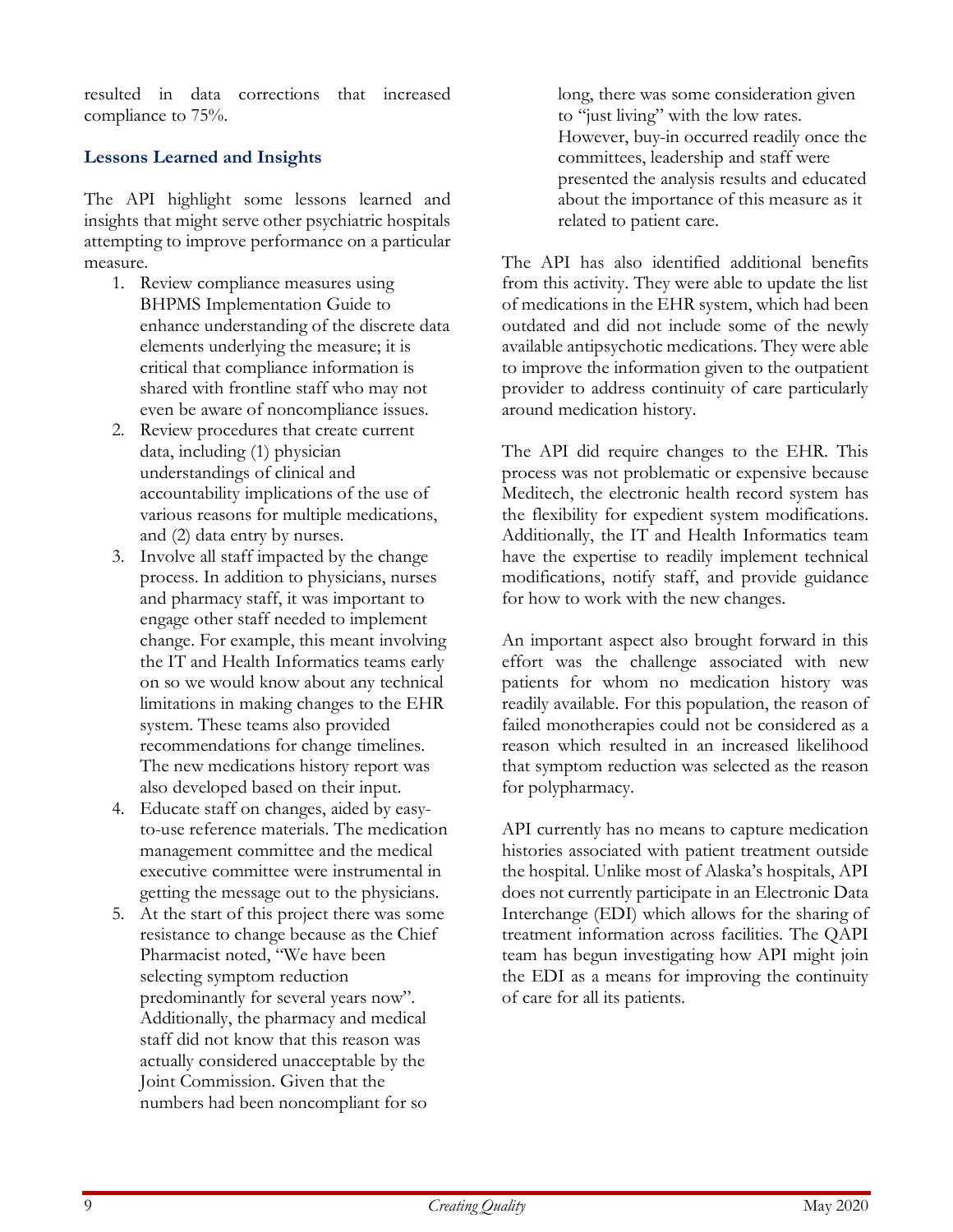resulted in data corrections that increased compliance to 75%.

### Lessons Learned and Insights

The API highlight some lessons learned and insights that might serve other psychiatric hospitals attempting to improve performance on a particular measure.

1. Review compliance measures using BHPMS Implementation Guide to enhance understanding of the discrete data elements underlying the measure; it is critical that compliance information is shared with frontline staff who may not even be aware of noncompliance issues.
2. Review procedures that create current data, including (1) physician understandings of clinical and accountability implications of the use of various reasons for multiple medications, and (2) data entry by nurses.
3. Involve all staff impacted by the change process. In addition to physicians, nurses and pharmacy staff, it was important to engage other staff needed to implement change. For example, this meant involving the IT and Health Informatics teams early on so we would know about any technical limitations in making changes to the EHR system. These teams also provided recommendations for change timelines. The new medications history report was also developed based on their input.
4. Educate staff on changes, aided by easy-to-use reference materials. The medication management committee and the medical executive committee were instrumental in getting the message out to the physicians.
5. At the start of this project there was some resistance to change because as the Chief Pharmacist noted, "We have been selecting symptom reduction predominantly for several years now". Additionally, the pharmacy and medical staff did not know that this reason was actually considered unacceptable by the Joint Commission. Given that the numbers had been noncompliant for so long, there was some consideration given to "just living" with the low rates. However, buy-in occurred readily once the committees, leadership and staff were presented the analysis results and educated about the importance of this measure as it related to patient care.

The API has also identified additional benefits from this activity. They were able to update the list of medications in the EHR system, which had been outdated and did not include some of the newly available antipsychotic medications. They were able to improve the information given to the outpatient provider to address continuity of care particularly around medication history.

The API did require changes to the EHR. This process was not problematic or expensive because Meditech, the electronic health record system has the flexibility for expedient system modifications. Additionally, the IT and Health Informatics team have the expertise to readily implement technical modifications, notify staff, and provide guidance for how to work with the new changes.

An important aspect also brought forward in this effort was the challenge associated with new patients for whom no medication history was readily available. For this population, the reason of failed monotherapies could not be considered as a reason which resulted in an increased likelihood that symptom reduction was selected as the reason for polypharmacy.

API currently has no means to capture medication histories associated with patient treatment outside the hospital. Unlike most of Alaska's hospitals, API does not currently participate in an Electronic Data Interchange (EDI) which allows for the sharing of treatment information across facilities. The QAPI team has begun investigating how API might join the EDI as a means for improving the continuity of care for all its patients.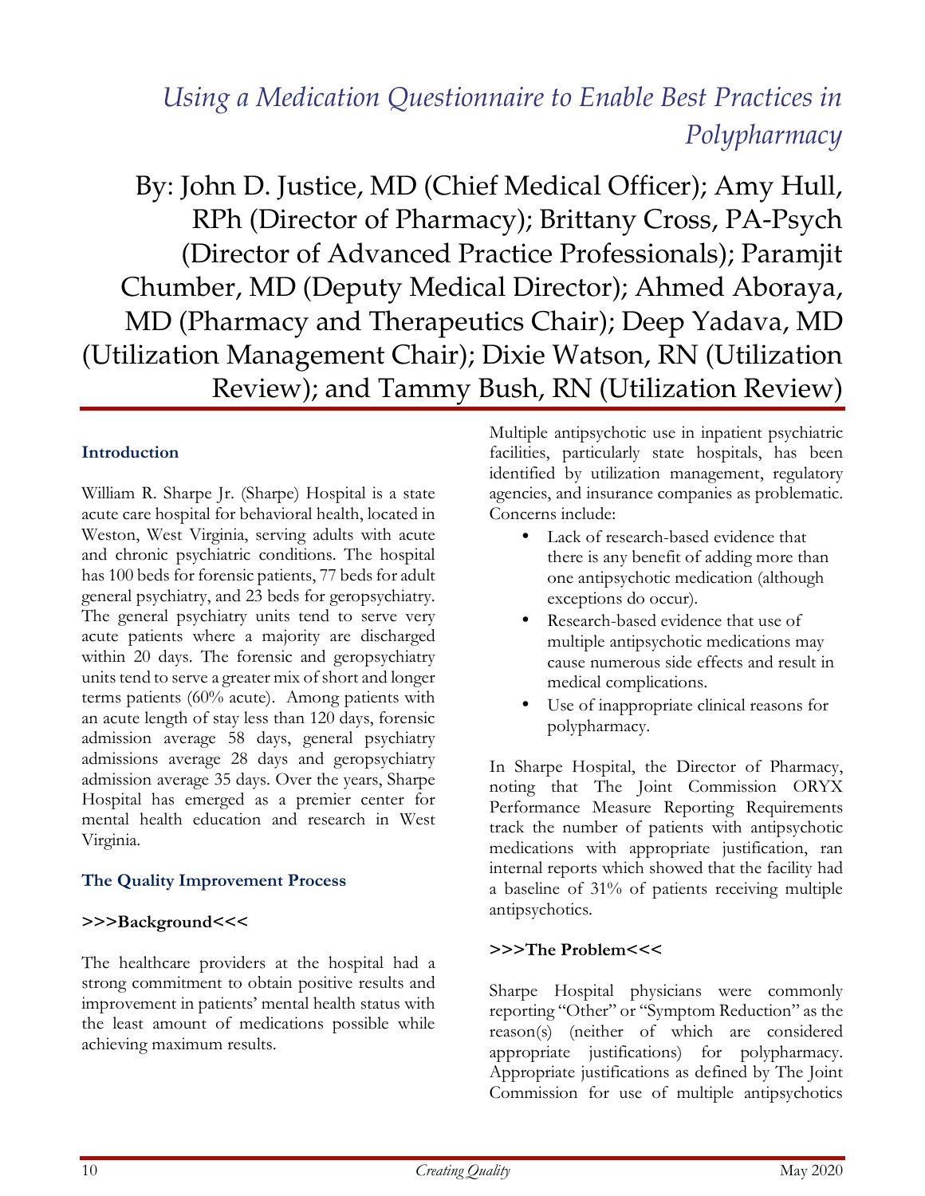# *Using a Medication Questionnaire to Enable Best Practices in Polypharmacy*

By: John D. Justice, MD (Chief Medical Officer); Amy Hull, RPh (Director of Pharmacy); Brittany Cross, PA-Psych (Director of Advanced Practice Professionals); Paramjit Chumber, MD (Deputy Medical Director); Ahmed Aboraya, MD (Pharmacy and Therapeutics Chair); Deep Yadava, MD (Utilization Management Chair); Dixie Watson, RN (Utilization Review); and Tammy Bush, RN (Utilization Review)

## Introduction

William R. Sharpe Jr. (Sharpe) Hospital is a state acute care hospital for behavioral health, located in Weston, West Virginia, serving adults with acute and chronic psychiatric conditions. The hospital has 100 beds for forensic patients, 77 beds for adult general psychiatry, and 23 beds for geropsychiatry. The general psychiatry units tend to serve very acute patients where a majority are discharged within 20 days. The forensic and geropsychiatry units tend to serve a greater mix of short and longer terms patients (60% acute). Among patients with an acute length of stay less than 120 days, forensic admission average 58 days, general psychiatry admissions average 28 days and geropsychiatry admission average 35 days. Over the years, Sharpe Hospital has emerged as a premier center for mental health education and research in West Virginia.

## The Quality Improvement Process

### >>>Background<<<

The healthcare providers at the hospital had a strong commitment to obtain positive results and improvement in patients' mental health status with the least amount of medications possible while achieving maximum results.

Multiple antipsychotic use in inpatient psychiatric facilities, particularly state hospitals, has been identified by utilization management, regulatory agencies, and insurance companies as problematic. Concerns include:

- Lack of research-based evidence that there is any benefit of adding more than one antipsychotic medication (although exceptions do occur).
- Research-based evidence that use of multiple antipsychotic medications may cause numerous side effects and result in medical complications.
- Use of inappropriate clinical reasons for polypharmacy.

In Sharpe Hospital, the Director of Pharmacy, noting that The Joint Commission ORYX Performance Measure Reporting Requirements track the number of patients with antipsychotic medications with appropriate justification, ran internal reports which showed that the facility had a baseline of 31% of patients receiving multiple antipsychotics.

### >>>The Problem<<<

Sharpe Hospital physicians were commonly reporting "Other" or "Symptom Reduction" as the reason(s) (neither of which are considered appropriate justifications) for polypharmacy. Appropriate justifications as defined by The Joint Commission for use of multiple antipsychotics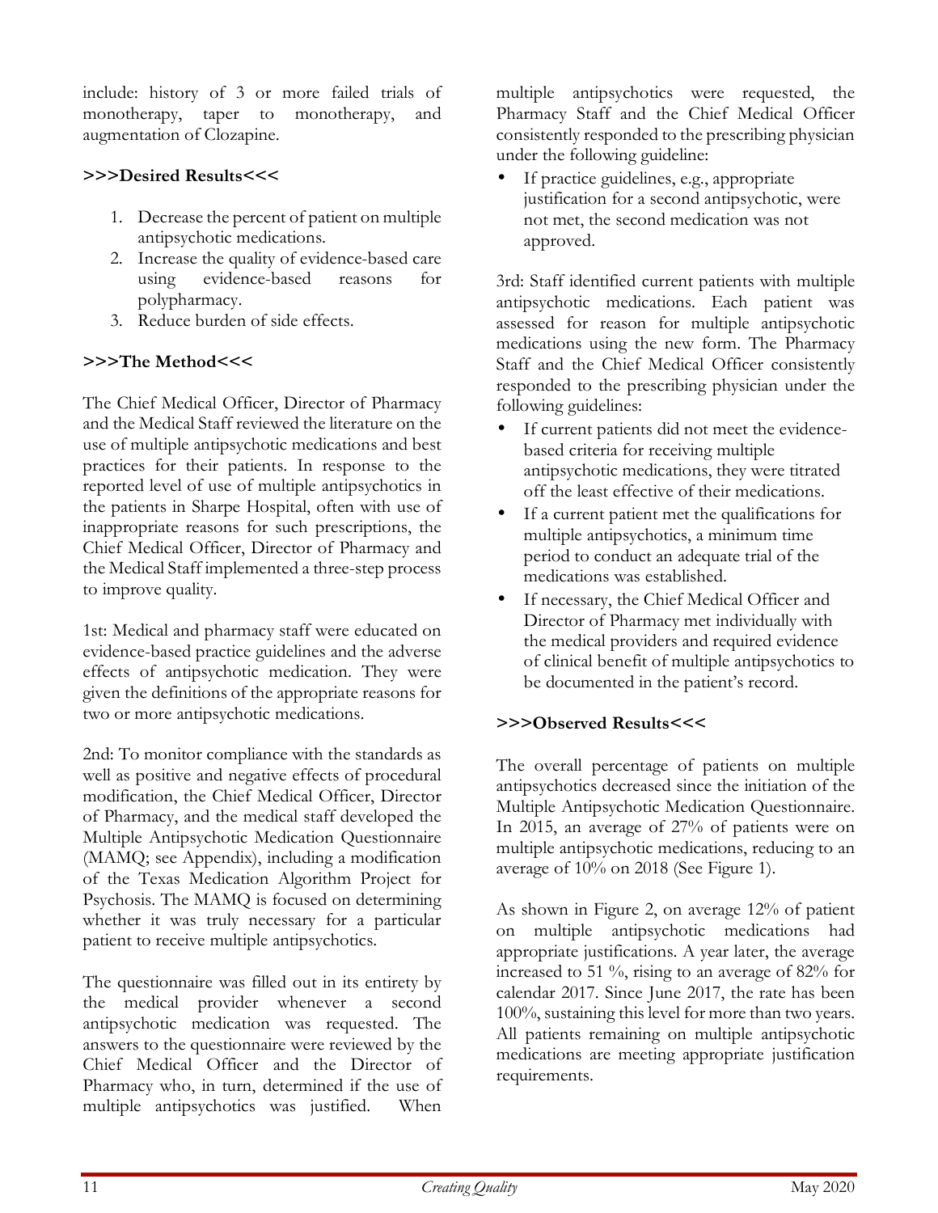include: history of 3 or more failed trials of monotherapy, taper to monotherapy, and augmentation of Clozapine.

**>>>Desired Results<<<**

1. Decrease the percent of patient on multiple antipsychotic medications.
2. Increase the quality of evidence-based care using evidence-based reasons for polypharmacy.
3. Reduce burden of side effects.

**>>>The Method<<<**

The Chief Medical Officer, Director of Pharmacy and the Medical Staff reviewed the literature on the use of multiple antipsychotic medications and best practices for their patients. In response to the reported level of use of multiple antipsychotics in the patients in Sharpe Hospital, often with use of inappropriate reasons for such prescriptions, the Chief Medical Officer, Director of Pharmacy and the Medical Staff implemented a three-step process to improve quality.

1st: Medical and pharmacy staff were educated on evidence-based practice guidelines and the adverse effects of antipsychotic medication. They were given the definitions of the appropriate reasons for two or more antipsychotic medications.

2nd: To monitor compliance with the standards as well as positive and negative effects of procedural modification, the Chief Medical Officer, Director of Pharmacy, and the medical staff developed the Multiple Antipsychotic Medication Questionnaire (MAMQ; see Appendix), including a modification of the Texas Medication Algorithm Project for Psychosis. The MAMQ is focused on determining whether it was truly necessary for a particular patient to receive multiple antipsychotics.

The questionnaire was filled out in its entirety by the medical provider whenever a second antipsychotic medication was requested. The answers to the questionnaire were reviewed by the Chief Medical Officer and the Director of Pharmacy who, in turn, determined if the use of multiple antipsychotics was justified. When multiple antipsychotics were requested, the Pharmacy Staff and the Chief Medical Officer consistently responded to the prescribing physician under the following guideline:

- If practice guidelines, e.g., appropriate justification for a second antipsychotic, were not met, the second medication was not approved.

3rd: Staff identified current patients with multiple antipsychotic medications. Each patient was assessed for reason for multiple antipsychotic medications using the new form. The Pharmacy Staff and the Chief Medical Officer consistently responded to the prescribing physician under the following guidelines:

- If current patients did not meet the evidence-based criteria for receiving multiple antipsychotic medications, they were titrated off the least effective of their medications.
- If a current patient met the qualifications for multiple antipsychotics, a minimum time period to conduct an adequate trial of the medications was established.
- If necessary, the Chief Medical Officer and Director of Pharmacy met individually with the medical providers and required evidence of clinical benefit of multiple antipsychotics to be documented in the patient's record.

**>>>Observed Results<<<**

The overall percentage of patients on multiple antipsychotics decreased since the initiation of the Multiple Antipsychotic Medication Questionnaire. In 2015, an average of 27% of patients were on multiple antipsychotic medications, reducing to an average of 10% on 2018 (See Figure 1).

As shown in Figure 2, on average 12% of patient on multiple antipsychotic medications had appropriate justifications. A year later, the average increased to 51 %, rising to an average of 82% for calendar 2017. Since June 2017, the rate has been 100%, sustaining this level for more than two years. All patients remaining on multiple antipsychotic medications are meeting appropriate justification requirements.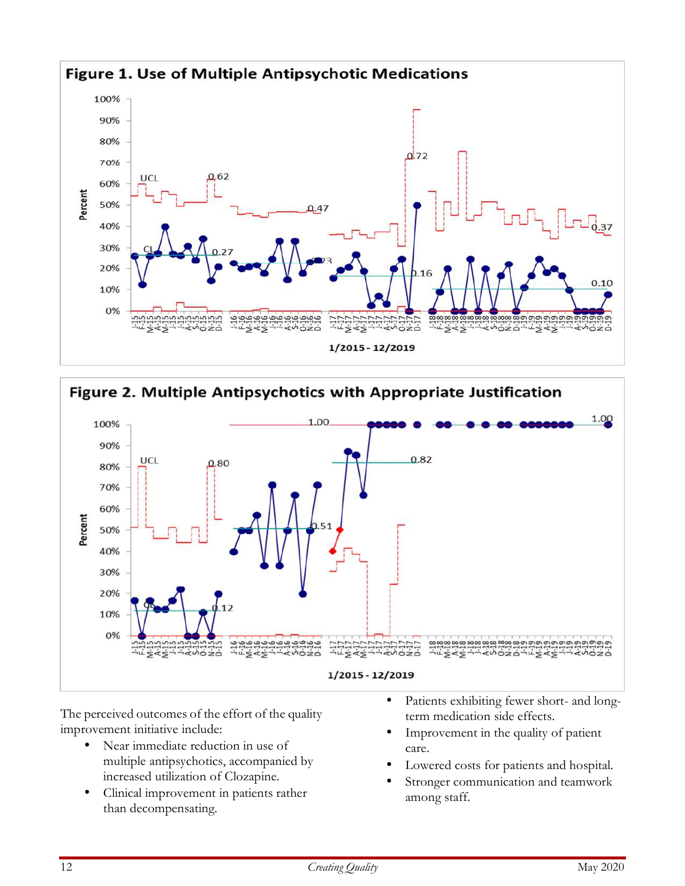**Figure 1. Use of Multiple Antipsychotic Medications**

**Figure 2. Multiple Antipsychotics with Appropriate Justification**

The perceived outcomes of the effort of the quality improvement initiative include:

- Near immediate reduction in use of multiple antipsychotics, accompanied by increased utilization of Clozapine.
- Clinical improvement in patients rather than decompensating.
- Patients exhibiting fewer short- and long-term medication side effects.
- Improvement in the quality of patient care.
- Lowered costs for patients and hospital.
- Stronger communication and teamwork among staff.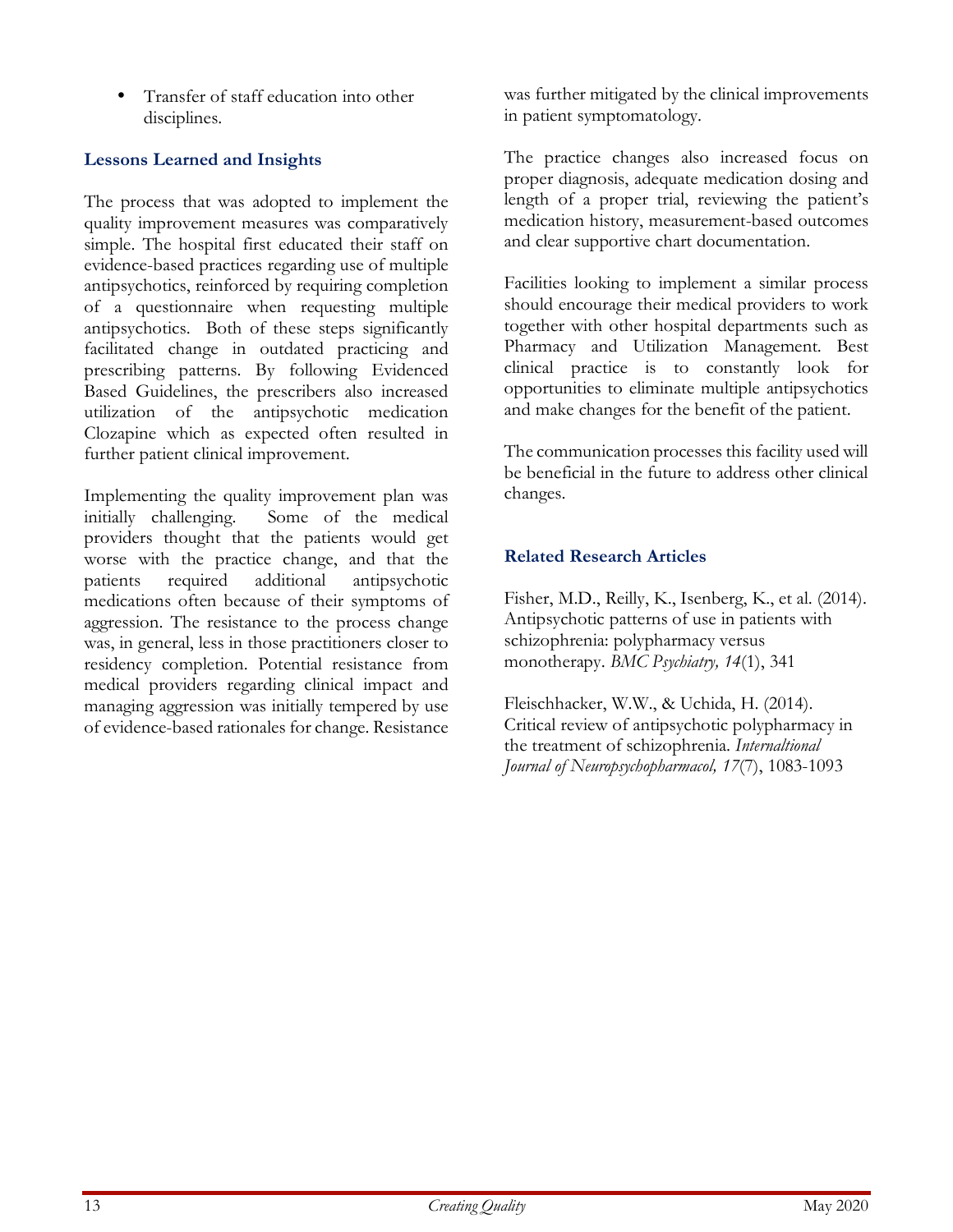- Transfer of staff education into other disciplines.

### Lessons Learned and Insights

The process that was adopted to implement the quality improvement measures was comparatively simple. The hospital first educated their staff on evidence-based practices regarding use of multiple antipsychotics, reinforced by requiring completion of a questionnaire when requesting multiple antipsychotics. Both of these steps significantly facilitated change in outdated practicing and prescribing patterns. By following Evidenced Based Guidelines, the prescribers also increased utilization of the antipsychotic medication Clozapine which as expected often resulted in further patient clinical improvement.

Implementing the quality improvement plan was initially challenging. Some of the medical providers thought that the patients would get worse with the practice change, and that the patients required additional antipsychotic medications often because of their symptoms of aggression. The resistance to the process change was, in general, less in those practitioners closer to residency completion. Potential resistance from medical providers regarding clinical impact and managing aggression was initially tempered by use of evidence-based rationales for change. Resistance was further mitigated by the clinical improvements in patient symptomatology.

The practice changes also increased focus on proper diagnosis, adequate medication dosing and length of a proper trial, reviewing the patient's medication history, measurement-based outcomes and clear supportive chart documentation.

Facilities looking to implement a similar process should encourage their medical providers to work together with other hospital departments such as Pharmacy and Utilization Management. Best clinical practice is to constantly look for opportunities to eliminate multiple antipsychotics and make changes for the benefit of the patient.

The communication processes this facility used will be beneficial in the future to address other clinical changes.

### Related Research Articles

Fisher, M.D., Reilly, K., Isenberg, K., et al. (2014). Antipsychotic patterns of use in patients with schizophrenia: polypharmacy versus monotherapy. *BMC Psychiatry, 14*(1), 341

Fleischhacker, W.W., & Uchida, H. (2014). Critical review of antipsychotic polypharmacy in the treatment of schizophrenia. *Internaltional Journal of Neuropsychopharmacol, 17*(7), 1083-1093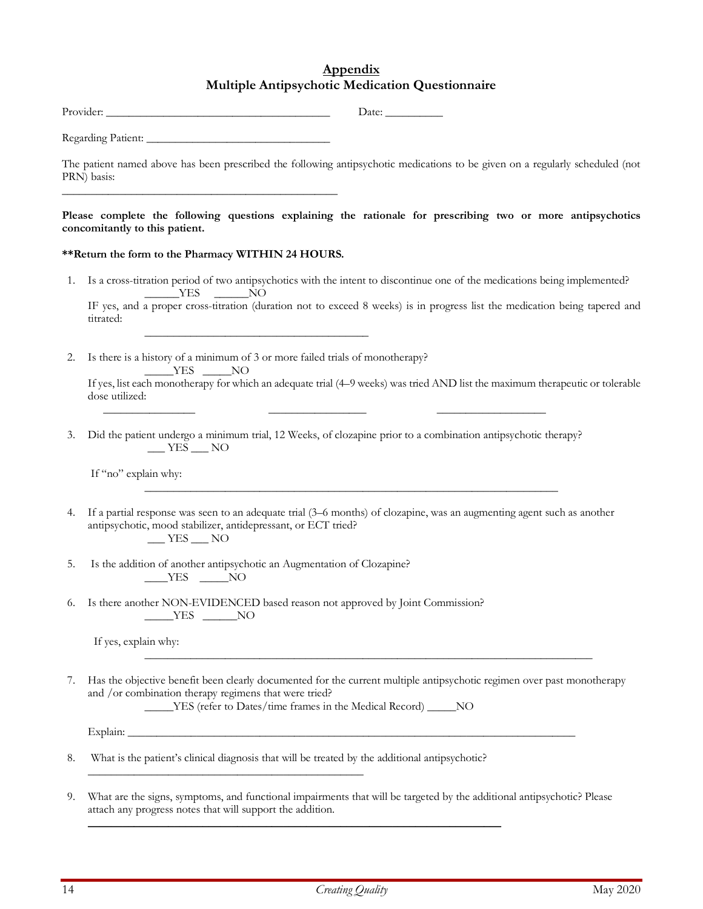## Appendix

## Multiple Antipsychotic Medication Questionnaire

Provider: ______________________________________ Date: __________

Regarding Patient: ________________________________

The patient named above has been prescribed the following antipsychotic medications to be given on a regularly scheduled (not PRN) basis:

__________________________________________________

**Please complete the following questions explaining the rationale for prescribing two or more antipsychotics concomitantly to this patient.**

****Return the form to the Pharmacy WITHIN 24 HOURS.**

1. Is a cross-titration period of two antipsychotics with the intent to discontinue one of the medications being implemented?
   ______YES ______NO
   IF yes, and a proper cross-titration (duration not to exceed 8 weeks) is in progress list the medication being tapered and titrated:
   ________________________________________

2. Is there is a history of a minimum of 3 or more failed trials of monotherapy?
   _____YES _____NO
   If yes, list each monotherapy for which an adequate trial (4–9 weeks) was tried AND list the maximum therapeutic or tolerable dose utilized:
   ________________ ________________ ________________

3. Did the patient undergo a minimum trial, 12 Weeks, of clozapine prior to a combination antipsychotic therapy?
   ___ YES ___ NO

   If "no" explain why:
   ________________________________________________________________________

4. If a partial response was seen to an adequate trial (3–6 months) of clozapine, was an augmenting agent such as another antipsychotic, mood stabilizer, antidepressant, or ECT tried?
   ___ YES ___ NO

5. Is the addition of another antipsychotic an Augmentation of Clozapine?
   ____YES _____NO

6. Is there another NON-EVIDENCED based reason not approved by Joint Commission?
   _____YES ______NO

   If yes, explain why:
   ________________________________________________________________________

7. Has the objective benefit been clearly documented for the current multiple antipsychotic regimen over past monotherapy and /or combination therapy regimens that were tried?
   _____YES (refer to Dates/time frames in the Medical Record) _____NO

   Explain: ________________________________________________________________________

8. What is the patient's clinical diagnosis that will be treated by the additional antipsychotic?
   __________________________________________________

9. What are the signs, symptoms, and functional impairments that will be targeted by the additional antipsychotic? Please attach any progress notes that will support the addition.
   ________________________________________________________________________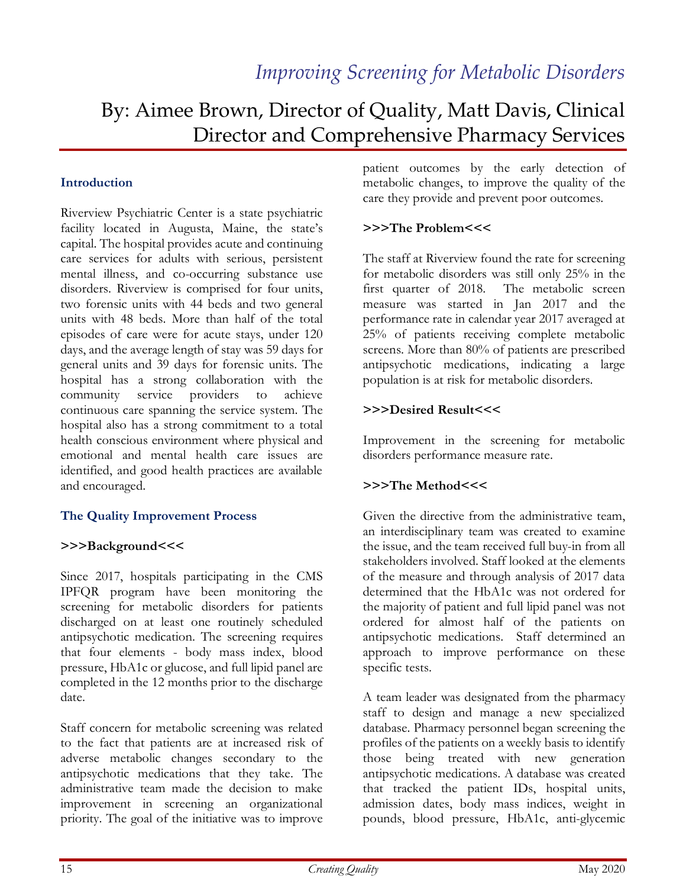# *Improving Screening for Metabolic Disorders*

## By: Aimee Brown, Director of Quality, Matt Davis, Clinical Director and Comprehensive Pharmacy Services

### Introduction

Riverview Psychiatric Center is a state psychiatric facility located in Augusta, Maine, the state's capital. The hospital provides acute and continuing care services for adults with serious, persistent mental illness, and co-occurring substance use disorders. Riverview is comprised for four units, two forensic units with 44 beds and two general units with 48 beds. More than half of the total episodes of care were for acute stays, under 120 days, and the average length of stay was 59 days for general units and 39 days for forensic units. The hospital has a strong collaboration with the community service providers to achieve continuous care spanning the service system. The hospital also has a strong commitment to a total health conscious environment where physical and emotional and mental health care issues are identified, and good health practices are available and encouraged.

### The Quality Improvement Process

**>>>Background<<<**

Since 2017, hospitals participating in the CMS IPFQR program have been monitoring the screening for metabolic disorders for patients discharged on at least one routinely scheduled antipsychotic medication. The screening requires that four elements - body mass index, blood pressure, HbA1c or glucose, and full lipid panel are completed in the 12 months prior to the discharge date.

Staff concern for metabolic screening was related to the fact that patients are at increased risk of adverse metabolic changes secondary to the antipsychotic medications that they take. The administrative team made the decision to make improvement in screening an organizational priority. The goal of the initiative was to improve patient outcomes by the early detection of metabolic changes, to improve the quality of the care they provide and prevent poor outcomes.

**>>>The Problem<<<**

The staff at Riverview found the rate for screening for metabolic disorders was still only 25% in the first quarter of 2018. The metabolic screen measure was started in Jan 2017 and the performance rate in calendar year 2017 averaged at 25% of patients receiving complete metabolic screens. More than 80% of patients are prescribed antipsychotic medications, indicating a large population is at risk for metabolic disorders.

**>>>Desired Result<<<**

Improvement in the screening for metabolic disorders performance measure rate.

**>>>The Method<<<**

Given the directive from the administrative team, an interdisciplinary team was created to examine the issue, and the team received full buy-in from all stakeholders involved. Staff looked at the elements of the measure and through analysis of 2017 data determined that the HbA1c was not ordered for the majority of patient and full lipid panel was not ordered for almost half of the patients on antipsychotic medications. Staff determined an approach to improve performance on these specific tests.

A team leader was designated from the pharmacy staff to design and manage a new specialized database. Pharmacy personnel began screening the profiles of the patients on a weekly basis to identify those being treated with new generation antipsychotic medications. A database was created that tracked the patient IDs, hospital units, admission dates, body mass indices, weight in pounds, blood pressure, HbA1c, anti-glycemic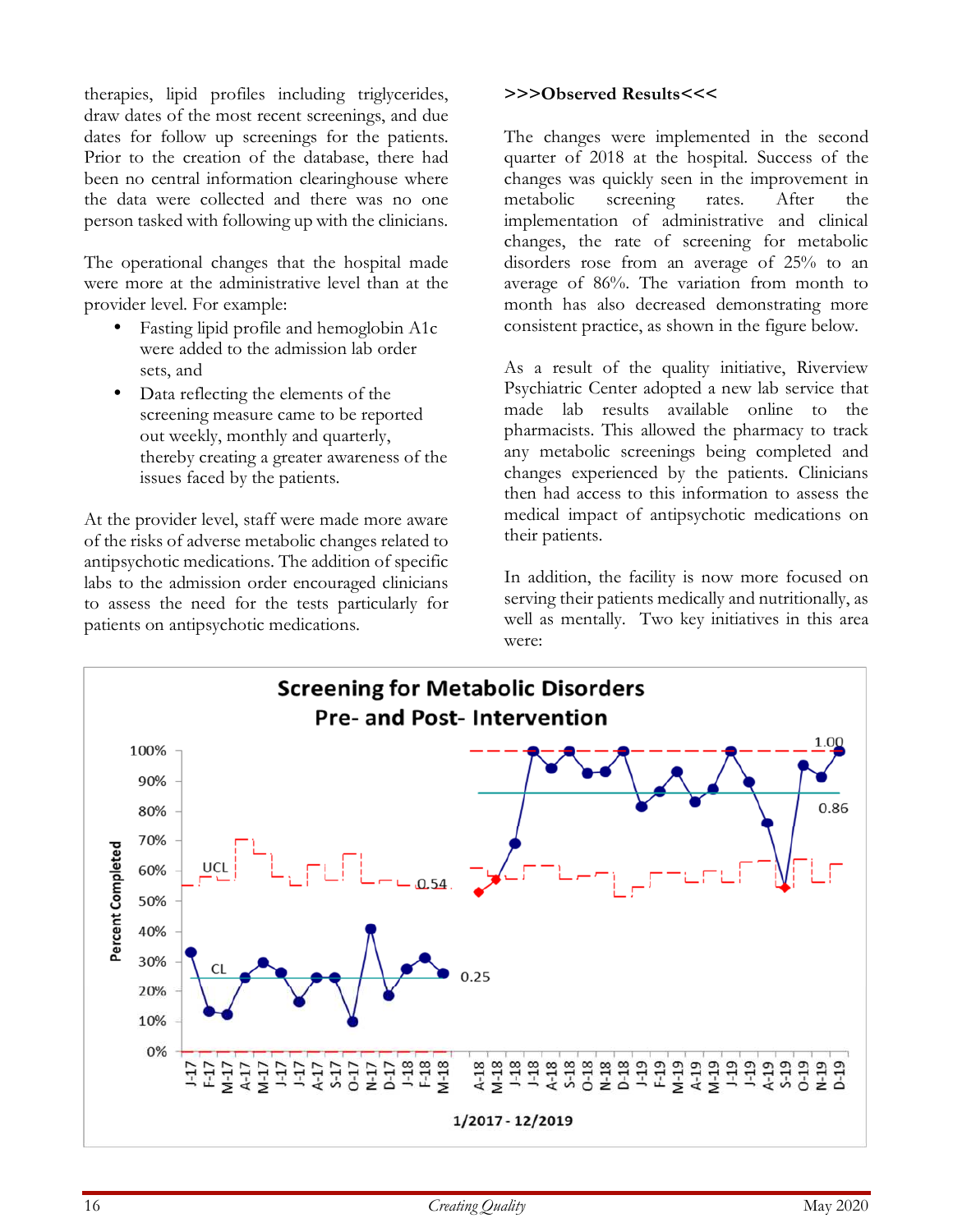therapies, lipid profiles including triglycerides, draw dates of the most recent screenings, and due dates for follow up screenings for the patients. Prior to the creation of the database, there had been no central information clearinghouse where the data were collected and there was no one person tasked with following up with the clinicians.

The operational changes that the hospital made were more at the administrative level than at the provider level. For example:

- Fasting lipid profile and hemoglobin A1c were added to the admission lab order sets, and
- Data reflecting the elements of the screening measure came to be reported out weekly, monthly and quarterly, thereby creating a greater awareness of the issues faced by the patients.

At the provider level, staff were made more aware of the risks of adverse metabolic changes related to antipsychotic medications. The addition of specific labs to the admission order encouraged clinicians to assess the need for the tests particularly for patients on antipsychotic medications.

**>>>Observed Results<<<**

The changes were implemented in the second quarter of 2018 at the hospital. Success of the changes was quickly seen in the improvement in metabolic screening rates. After the implementation of administrative and clinical changes, the rate of screening for metabolic disorders rose from an average of 25% to an average of 86%. The variation from month to month has also decreased demonstrating more consistent practice, as shown in the figure below.

As a result of the quality initiative, Riverview Psychiatric Center adopted a new lab service that made lab results available online to the pharmacists. This allowed the pharmacy to track any metabolic screenings being completed and changes experienced by the patients. Clinicians then had access to this information to assess the medical impact of antipsychotic medications on their patients.

In addition, the facility is now more focused on serving their patients medically and nutritionally, as well as mentally. Two key initiatives in this area were:

**Screening for Metabolic Disorders Pre- and Post- Intervention**

1/2017 - 12/2019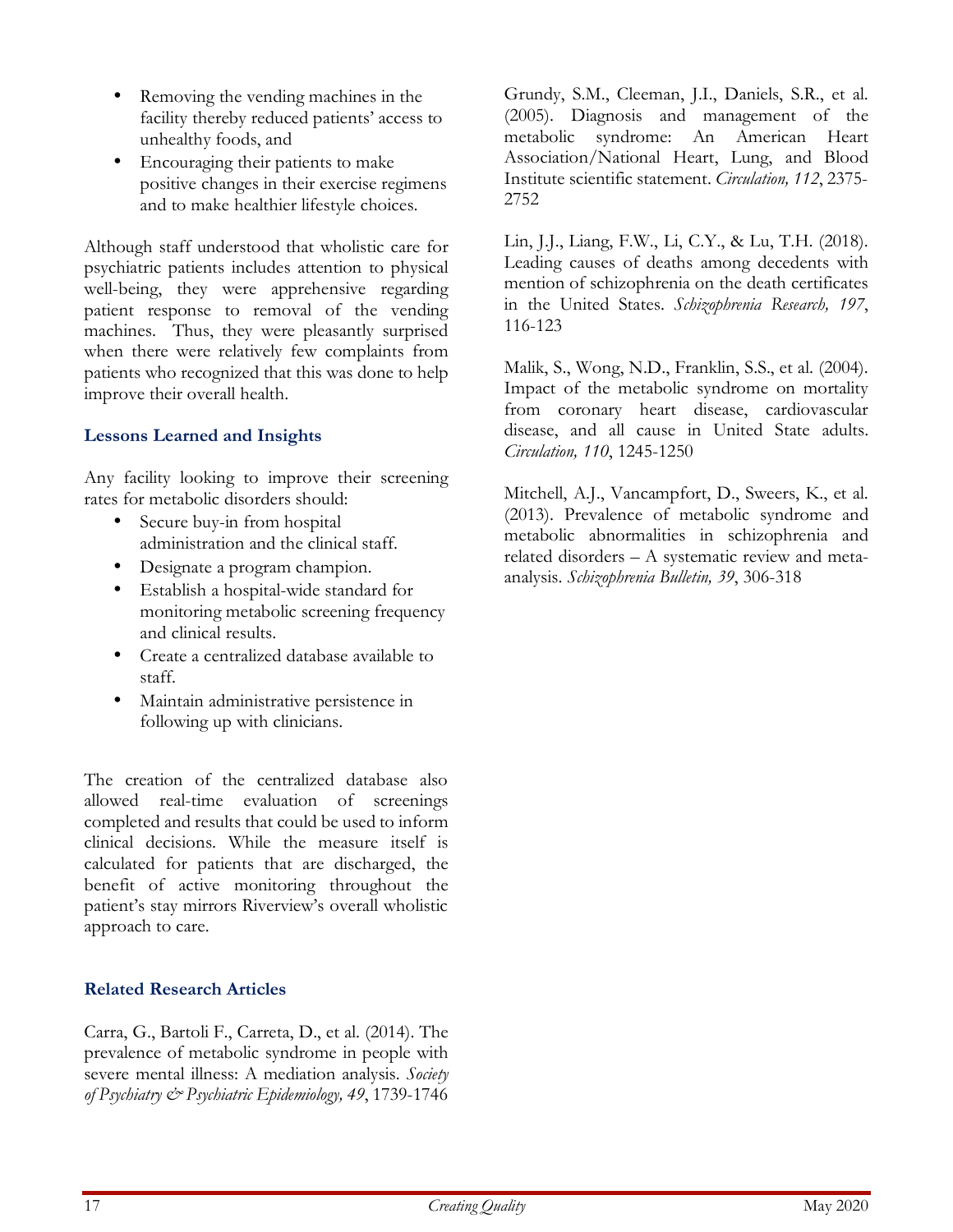- Removing the vending machines in the facility thereby reduced patients' access to unhealthy foods, and
- Encouraging their patients to make positive changes in their exercise regimens and to make healthier lifestyle choices.

Although staff understood that wholistic care for psychiatric patients includes attention to physical well-being, they were apprehensive regarding patient response to removal of the vending machines. Thus, they were pleasantly surprised when there were relatively few complaints from patients who recognized that this was done to help improve their overall health.

### Lessons Learned and Insights

Any facility looking to improve their screening rates for metabolic disorders should:

- Secure buy-in from hospital administration and the clinical staff.
- Designate a program champion.
- Establish a hospital-wide standard for monitoring metabolic screening frequency and clinical results.
- Create a centralized database available to staff.
- Maintain administrative persistence in following up with clinicians.

The creation of the centralized database also allowed real-time evaluation of screenings completed and results that could be used to inform clinical decisions. While the measure itself is calculated for patients that are discharged, the benefit of active monitoring throughout the patient's stay mirrors Riverview's overall wholistic approach to care.

### Related Research Articles

Carra, G., Bartoli F., Carreta, D., et al. (2014). The prevalence of metabolic syndrome in people with severe mental illness: A mediation analysis. *Society of Psychiatry & Psychiatric Epidemiology, 49*, 1739-1746

Grundy, S.M., Cleeman, J.I., Daniels, S.R., et al. (2005). Diagnosis and management of the metabolic syndrome: An American Heart Association/National Heart, Lung, and Blood Institute scientific statement. *Circulation, 112*, 2375-2752

Lin, J.J., Liang, F.W., Li, C.Y., & Lu, T.H. (2018). Leading causes of deaths among decedents with mention of schizophrenia on the death certificates in the United States. *Schizophrenia Research, 197*, 116-123

Malik, S., Wong, N.D., Franklin, S.S., et al. (2004). Impact of the metabolic syndrome on mortality from coronary heart disease, cardiovascular disease, and all cause in United State adults. *Circulation, 110*, 1245-1250

Mitchell, A.J., Vancampfort, D., Sweers, K., et al. (2013). Prevalence of metabolic syndrome and metabolic abnormalities in schizophrenia and related disorders – A systematic review and meta-analysis. *Schizophrenia Bulletin, 39*, 306-318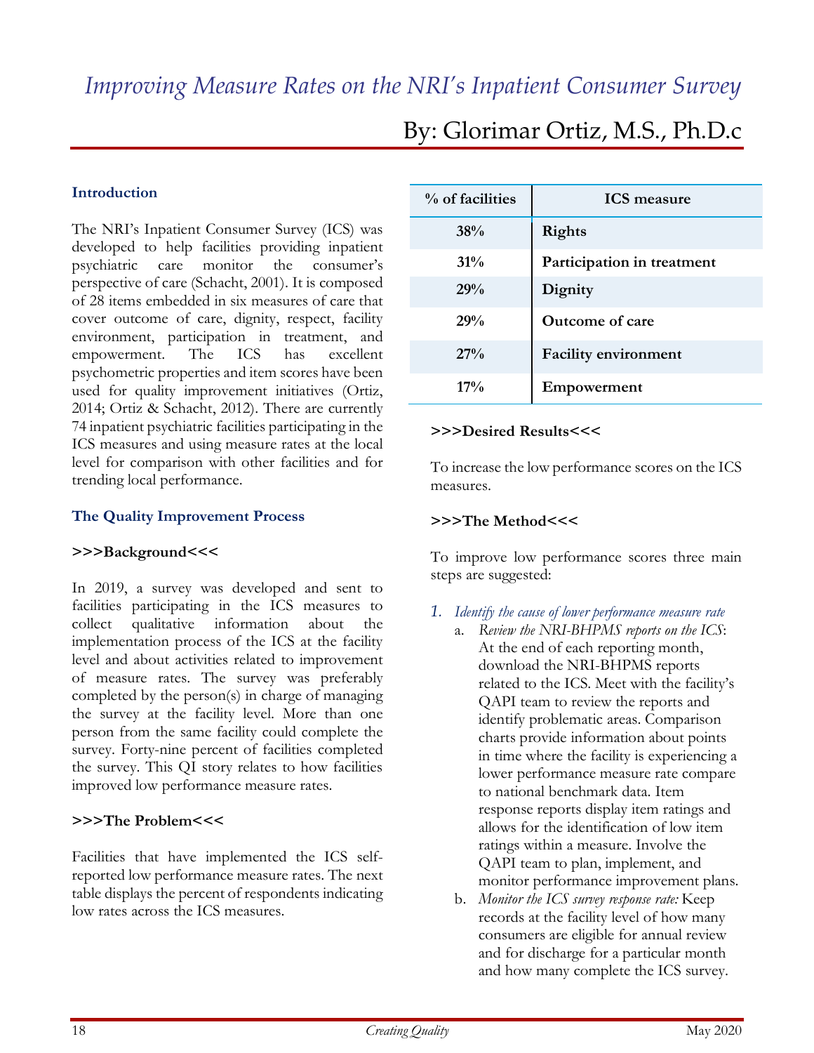# *Improving Measure Rates on the NRI's Inpatient Consumer Survey*

## By: Glorimar Ortiz, M.S., Ph.D.c

### Introduction

The NRI's Inpatient Consumer Survey (ICS) was developed to help facilities providing inpatient psychiatric care monitor the consumer's perspective of care (Schacht, 2001). It is composed of 28 items embedded in six measures of care that cover outcome of care, dignity, respect, facility environment, participation in treatment, and empowerment. The ICS has excellent psychometric properties and item scores have been used for quality improvement initiatives (Ortiz, 2014; Ortiz & Schacht, 2012). There are currently 74 inpatient psychiatric facilities participating in the ICS measures and using measure rates at the local level for comparison with other facilities and for trending local performance.

### The Quality Improvement Process

**>>>Background<<<**

In 2019, a survey was developed and sent to facilities participating in the ICS measures to collect qualitative information about the implementation process of the ICS at the facility level and about activities related to improvement of measure rates. The survey was preferably completed by the person(s) in charge of managing the survey at the facility level. More than one person from the same facility could complete the survey. Forty-nine percent of facilities completed the survey. This QI story relates to how facilities improved low performance measure rates.

**>>>The Problem<<<**

Facilities that have implemented the ICS self-reported low performance measure rates. The next table displays the percent of respondents indicating low rates across the ICS measures.

| % of facilities | ICS measure |
|---|---|
| 38% | Rights |
| 31% | Participation in treatment |
| 29% | Dignity |
| 29% | Outcome of care |
| 27% | Facility environment |
| 17% | Empowerment |

**>>>Desired Results<<<**

To increase the low performance scores on the ICS measures.

**>>>The Method<<<**

To improve low performance scores three main steps are suggested:

1. *Identify the cause of lower performance measure rate*
   a. *Review the NRI-BHPMS reports on the ICS*: At the end of each reporting month, download the NRI-BHPMS reports related to the ICS. Meet with the facility's QAPI team to review the reports and identify problematic areas. Comparison charts provide information about points in time where the facility is experiencing a lower performance measure rate compare to national benchmark data. Item response reports display item ratings and allows for the identification of low item ratings within a measure. Involve the QAPI team to plan, implement, and monitor performance improvement plans.
   b. *Monitor the ICS survey response rate:* Keep records at the facility level of how many consumers are eligible for annual review and for discharge for a particular month and how many complete the ICS survey.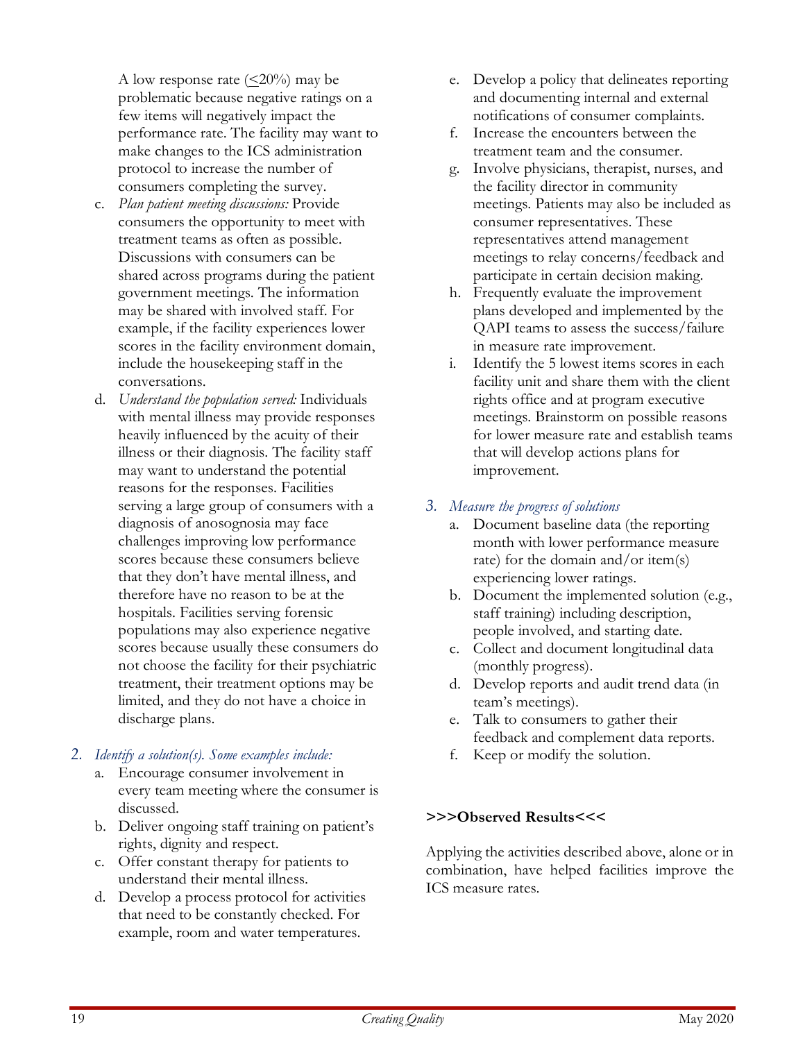A low response rate (≤20%) may be problematic because negative ratings on a few items will negatively impact the performance rate. The facility may want to make changes to the ICS administration protocol to increase the number of consumers completing the survey.

c. *Plan patient meeting discussions:* Provide consumers the opportunity to meet with treatment teams as often as possible. Discussions with consumers can be shared across programs during the patient government meetings. The information may be shared with involved staff. For example, if the facility experiences lower scores in the facility environment domain, include the housekeeping staff in the conversations.

d. *Understand the population served:* Individuals with mental illness may provide responses heavily influenced by the acuity of their illness or their diagnosis. The facility staff may want to understand the potential reasons for the responses. Facilities serving a large group of consumers with a diagnosis of anosognosia may face challenges improving low performance scores because these consumers believe that they don't have mental illness, and therefore have no reason to be at the hospitals. Facilities serving forensic populations may also experience negative scores because usually these consumers do not choose the facility for their psychiatric treatment, their treatment options may be limited, and they do not have a choice in discharge plans.

2. *Identify a solution(s). Some examples include:*
   a. Encourage consumer involvement in every team meeting where the consumer is discussed.
   b. Deliver ongoing staff training on patient's rights, dignity and respect.
   c. Offer constant therapy for patients to understand their mental illness.
   d. Develop a process protocol for activities that need to be constantly checked. For example, room and water temperatures.
   e. Develop a policy that delineates reporting and documenting internal and external notifications of consumer complaints.
   f. Increase the encounters between the treatment team and the consumer.
   g. Involve physicians, therapist, nurses, and the facility director in community meetings. Patients may also be included as consumer representatives. These representatives attend management meetings to relay concerns/feedback and participate in certain decision making.
   h. Frequently evaluate the improvement plans developed and implemented by the QAPI teams to assess the success/failure in measure rate improvement.
   i. Identify the 5 lowest items scores in each facility unit and share them with the client rights office and at program executive meetings. Brainstorm on possible reasons for lower measure rate and establish teams that will develop actions plans for improvement.

3. *Measure the progress of solutions*
   a. Document baseline data (the reporting month with lower performance measure rate) for the domain and/or item(s) experiencing lower ratings.
   b. Document the implemented solution (e.g., staff training) including description, people involved, and starting date.
   c. Collect and document longitudinal data (monthly progress).
   d. Develop reports and audit trend data (in team's meetings).
   e. Talk to consumers to gather their feedback and complement data reports.
   f. Keep or modify the solution.

**>>>Observed Results<<<**

Applying the activities described above, alone or in combination, have helped facilities improve the ICS measure rates.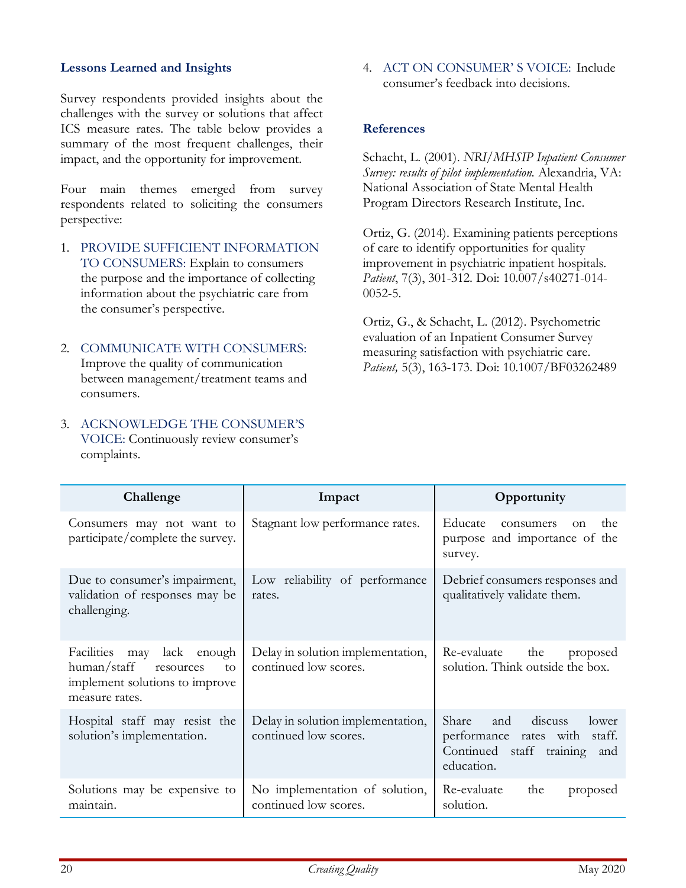### Lessons Learned and Insights

Survey respondents provided insights about the challenges with the survey or solutions that affect ICS measure rates. The table below provides a summary of the most frequent challenges, their impact, and the opportunity for improvement.

Four main themes emerged from survey respondents related to soliciting the consumers perspective:

1. PROVIDE SUFFICIENT INFORMATION TO CONSUMERS: Explain to consumers the purpose and the importance of collecting information about the psychiatric care from the consumer's perspective.

2. COMMUNICATE WITH CONSUMERS: Improve the quality of communication between management/treatment teams and consumers.

3. ACKNOWLEDGE THE CONSUMER'S VOICE: Continuously review consumer's complaints.

4. ACT ON CONSUMER' S VOICE: Include consumer's feedback into decisions.

### References

Schacht, L. (2001). *NRI/MHSIP Inpatient Consumer Survey: results of pilot implementation.* Alexandria, VA: National Association of State Mental Health Program Directors Research Institute, Inc.

Ortiz, G. (2014). Examining patients perceptions of care to identify opportunities for quality improvement in psychiatric inpatient hospitals. *Patient*, 7(3), 301-312. Doi: 10.007/s40271-014-0052-5.

Ortiz, G., & Schacht, L. (2012). Psychometric evaluation of an Inpatient Consumer Survey measuring satisfaction with psychiatric care. *Patient,* 5(3), 163-173. Doi: 10.1007/BF03262489

| Challenge | Impact | Opportunity |
|---|---|---|
| Consumers may not want to participate/complete the survey. | Stagnant low performance rates. | Educate consumers on the purpose and importance of the survey. |
| Due to consumer's impairment, validation of responses may be challenging. | Low reliability of performance rates. | Debrief consumers responses and qualitatively validate them. |
| Facilities may lack enough human/staff resources to implement solutions to improve measure rates. | Delay in solution implementation, continued low scores. | Re-evaluate the proposed solution. Think outside the box. |
| Hospital staff may resist the solution's implementation. | Delay in solution implementation, continued low scores. | Share and discuss lower performance rates with staff. Continued staff training and education. |
| Solutions may be expensive to maintain. | No implementation of solution, continued low scores. | Re-evaluate the proposed solution. |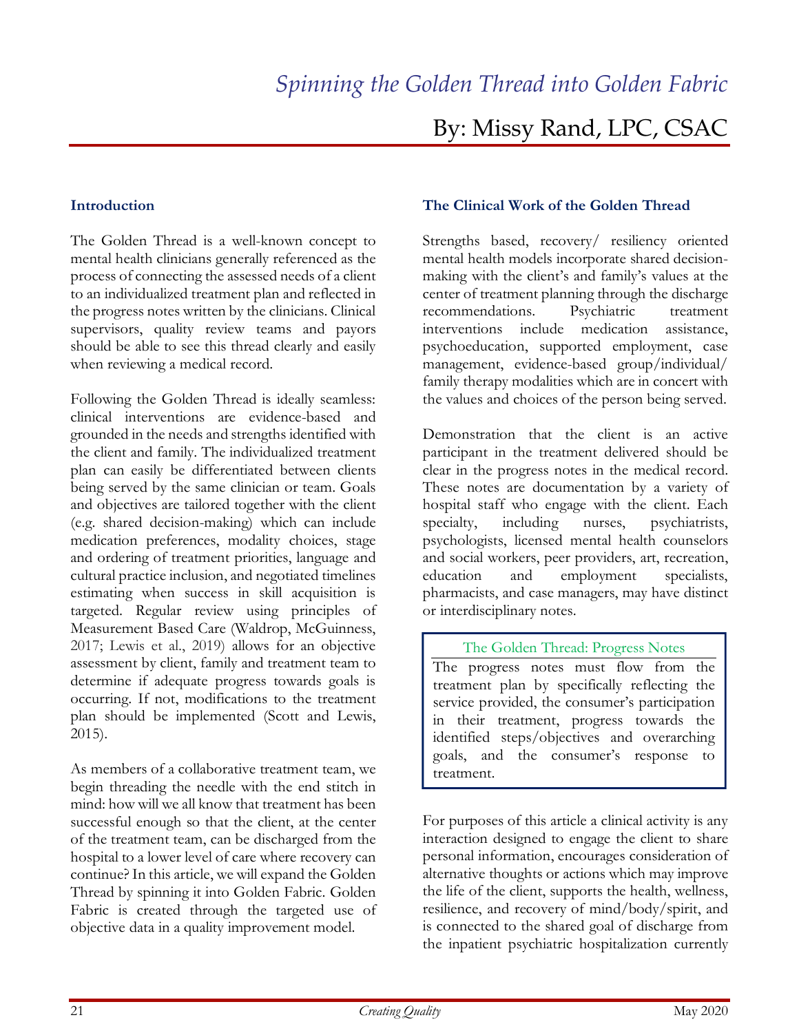# *Spinning the Golden Thread into Golden Fabric*

## By: Missy Rand, LPC, CSAC

### Introduction

The Golden Thread is a well-known concept to mental health clinicians generally referenced as the process of connecting the assessed needs of a client to an individualized treatment plan and reflected in the progress notes written by the clinicians. Clinical supervisors, quality review teams and payors should be able to see this thread clearly and easily when reviewing a medical record.

Following the Golden Thread is ideally seamless: clinical interventions are evidence-based and grounded in the needs and strengths identified with the client and family. The individualized treatment plan can easily be differentiated between clients being served by the same clinician or team. Goals and objectives are tailored together with the client (e.g. shared decision-making) which can include medication preferences, modality choices, stage and ordering of treatment priorities, language and cultural practice inclusion, and negotiated timelines estimating when success in skill acquisition is targeted. Regular review using principles of Measurement Based Care (Waldrop, McGuinness, 2017; Lewis et al., 2019) allows for an objective assessment by client, family and treatment team to determine if adequate progress towards goals is occurring. If not, modifications to the treatment plan should be implemented (Scott and Lewis, 2015).

As members of a collaborative treatment team, we begin threading the needle with the end stitch in mind: how will we all know that treatment has been successful enough so that the client, at the center of the treatment team, can be discharged from the hospital to a lower level of care where recovery can continue? In this article, we will expand the Golden Thread by spinning it into Golden Fabric. Golden Fabric is created through the targeted use of objective data in a quality improvement model.

### The Clinical Work of the Golden Thread

Strengths based, recovery/ resiliency oriented mental health models incorporate shared decision-making with the client's and family's values at the center of treatment planning through the discharge recommendations. Psychiatric treatment interventions include medication assistance, psychoeducation, supported employment, case management, evidence-based group/individual/ family therapy modalities which are in concert with the values and choices of the person being served.

Demonstration that the client is an active participant in the treatment delivered should be clear in the progress notes in the medical record. These notes are documentation by a variety of hospital staff who engage with the client. Each specialty, including nurses, psychiatrists, psychologists, licensed mental health counselors and social workers, peer providers, art, recreation, education and employment specialists, pharmacists, and case managers, may have distinct or interdisciplinary notes.

> **The Golden Thread: Progress Notes**
>
> The progress notes must flow from the treatment plan by specifically reflecting the service provided, the consumer's participation in their treatment, progress towards the identified steps/objectives and overarching goals, and the consumer's response to treatment.

For purposes of this article a clinical activity is any interaction designed to engage the client to share personal information, encourages consideration of alternative thoughts or actions which may improve the life of the client, supports the health, wellness, resilience, and recovery of mind/body/spirit, and is connected to the shared goal of discharge from the inpatient psychiatric hospitalization currently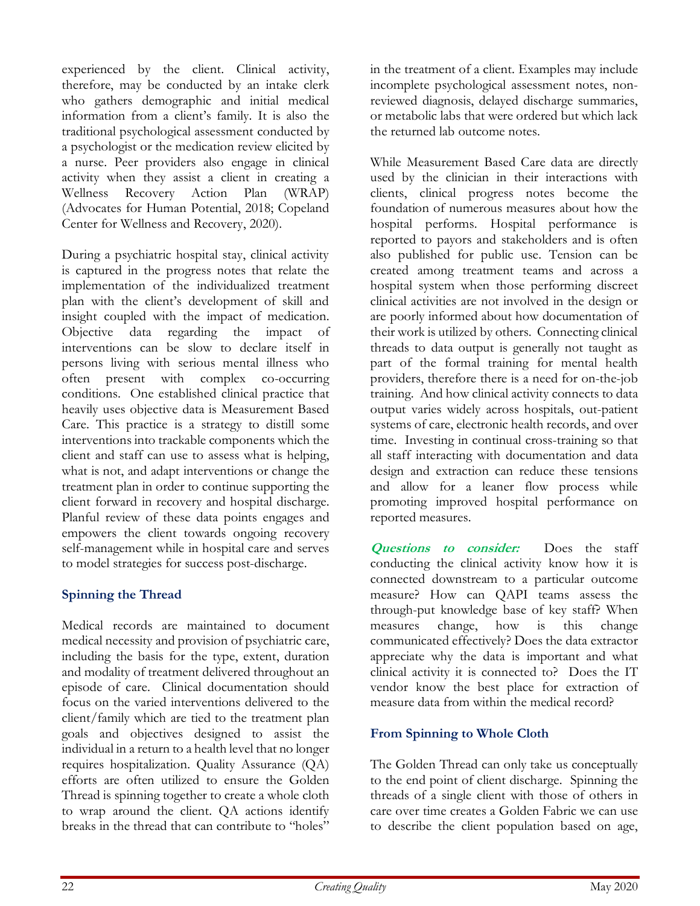experienced by the client. Clinical activity, therefore, may be conducted by an intake clerk who gathers demographic and initial medical information from a client's family. It is also the traditional psychological assessment conducted by a psychologist or the medication review elicited by a nurse. Peer providers also engage in clinical activity when they assist a client in creating a Wellness Recovery Action Plan (WRAP) (Advocates for Human Potential, 2018; Copeland Center for Wellness and Recovery, 2020).

During a psychiatric hospital stay, clinical activity is captured in the progress notes that relate the implementation of the individualized treatment plan with the client's development of skill and insight coupled with the impact of medication. Objective data regarding the impact of interventions can be slow to declare itself in persons living with serious mental illness who often present with complex co-occurring conditions. One established clinical practice that heavily uses objective data is Measurement Based Care. This practice is a strategy to distill some interventions into trackable components which the client and staff can use to assess what is helping, what is not, and adapt interventions or change the treatment plan in order to continue supporting the client forward in recovery and hospital discharge. Planful review of these data points engages and empowers the client towards ongoing recovery self-management while in hospital care and serves to model strategies for success post-discharge.

### Spinning the Thread

Medical records are maintained to document medical necessity and provision of psychiatric care, including the basis for the type, extent, duration and modality of treatment delivered throughout an episode of care. Clinical documentation should focus on the varied interventions delivered to the client/family which are tied to the treatment plan goals and objectives designed to assist the individual in a return to a health level that no longer requires hospitalization. Quality Assurance (QA) efforts are often utilized to ensure the Golden Thread is spinning together to create a whole cloth to wrap around the client. QA actions identify breaks in the thread that can contribute to "holes" in the treatment of a client. Examples may include incomplete psychological assessment notes, non-reviewed diagnosis, delayed discharge summaries, or metabolic labs that were ordered but which lack the returned lab outcome notes.

While Measurement Based Care data are directly used by the clinician in their interactions with clients, clinical progress notes become the foundation of numerous measures about how the hospital performs. Hospital performance is reported to payors and stakeholders and is often also published for public use. Tension can be created among treatment teams and across a hospital system when those performing discreet clinical activities are not involved in the design or are poorly informed about how documentation of their work is utilized by others. Connecting clinical threads to data output is generally not taught as part of the formal training for mental health providers, therefore there is a need for on-the-job training. And how clinical activity connects to data output varies widely across hospitals, out-patient systems of care, electronic health records, and over time. Investing in continual cross-training so that all staff interacting with documentation and data design and extraction can reduce these tensions and allow for a leaner flow process while promoting improved hospital performance on reported measures.

***Questions to consider:*** Does the staff conducting the clinical activity know how it is connected downstream to a particular outcome measure? How can QAPI teams assess the through-put knowledge base of key staff? When measures change, how is this change communicated effectively? Does the data extractor appreciate why the data is important and what clinical activity it is connected to? Does the IT vendor know the best place for extraction of measure data from within the medical record?

### From Spinning to Whole Cloth

The Golden Thread can only take us conceptually to the end point of client discharge. Spinning the threads of a single client with those of others in care over time creates a Golden Fabric we can use to describe the client population based on age,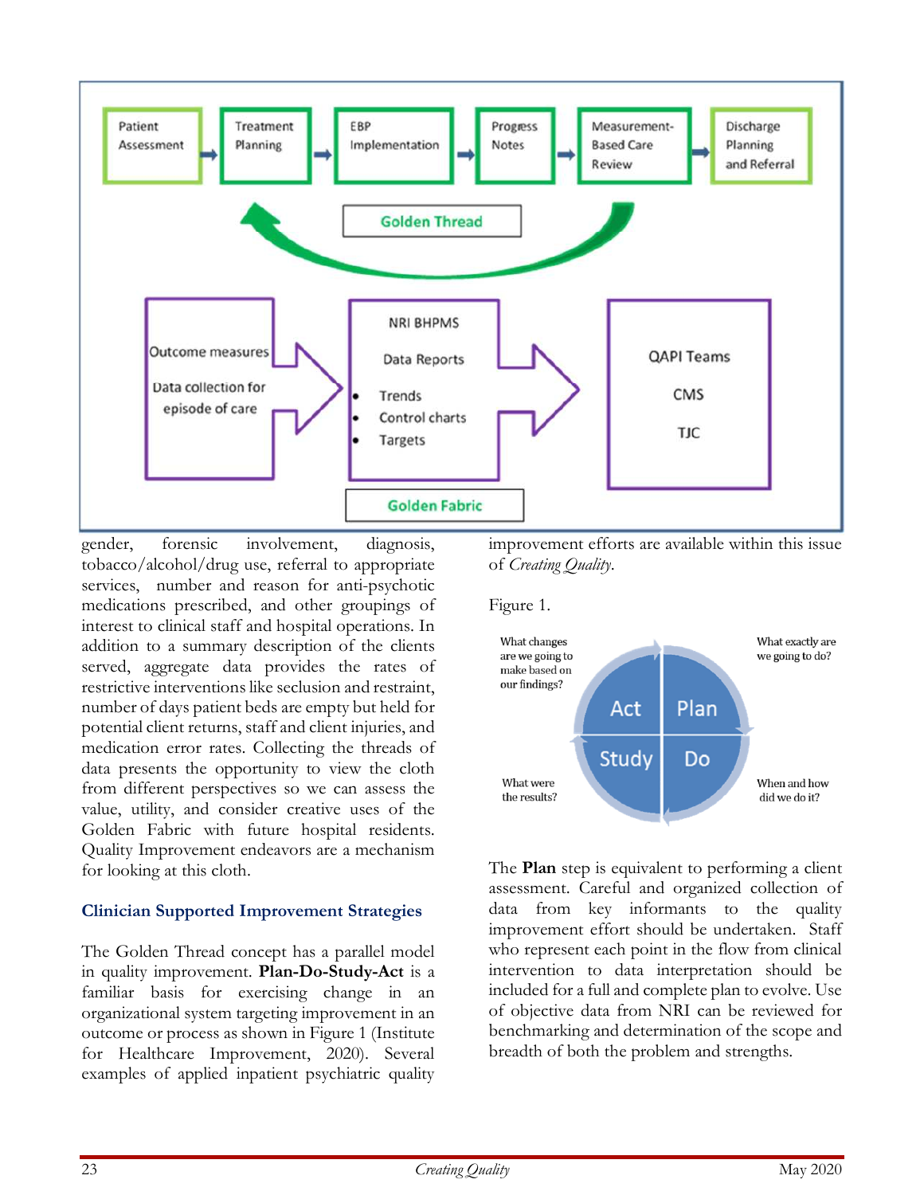Patient Assessment → Treatment Planning → EBP Implementation → Progress Notes → Measurement-Based Care Review → Discharge Planning and Referral

Golden Thread

Outcome measures

Data collection for episode of care

NRI BHPMS

Data Reports

- Trends
- Control charts
- Targets

QAPI Teams

CMS

TJC

Golden Fabric

gender, forensic involvement, diagnosis, tobacco/alcohol/drug use, referral to appropriate services, number and reason for anti-psychotic medications prescribed, and other groupings of interest to clinical staff and hospital operations. In addition to a summary description of the clients served, aggregate data provides the rates of restrictive interventions like seclusion and restraint, number of days patient beds are empty but held for potential client returns, staff and client injuries, and medication error rates. Collecting the threads of data presents the opportunity to view the cloth from different perspectives so we can assess the value, utility, and consider creative uses of the Golden Fabric with future hospital residents. Quality Improvement endeavors are a mechanism for looking at this cloth.

## Clinician Supported Improvement Strategies

The Golden Thread concept has a parallel model in quality improvement. **Plan-Do-Study-Act** is a familiar basis for exercising change in an organizational system targeting improvement in an outcome or process as shown in Figure 1 (Institute for Healthcare Improvement, 2020). Several examples of applied inpatient psychiatric quality improvement efforts are available within this issue of *Creating Quality*.

Figure 1.

What changes are we going to make based on our findings? — Act

What exactly are we going to do? — Plan

What were the results? — Study

When and how did we do it? — Do

The **Plan** step is equivalent to performing a client assessment. Careful and organized collection of data from key informants to the quality improvement effort should be undertaken. Staff who represent each point in the flow from clinical intervention to data interpretation should be included for a full and complete plan to evolve. Use of objective data from NRI can be reviewed for benchmarking and determination of the scope and breadth of both the problem and strengths.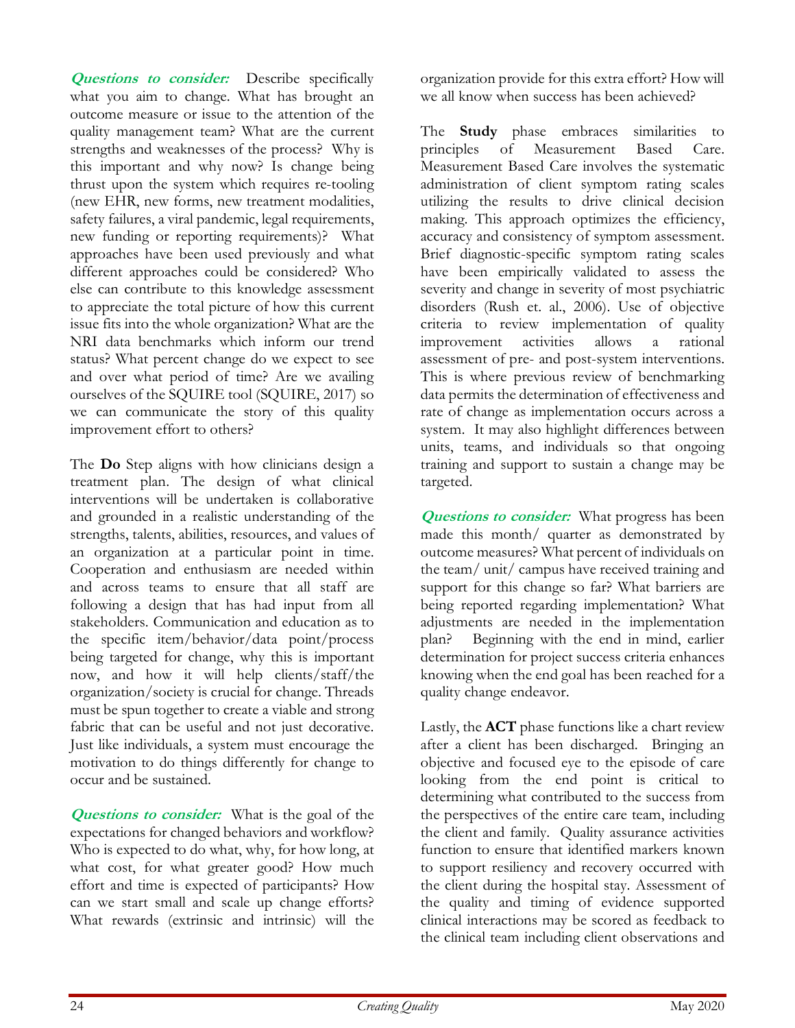***Questions to consider:*** Describe specifically what you aim to change. What has brought an outcome measure or issue to the attention of the quality management team? What are the current strengths and weaknesses of the process? Why is this important and why now? Is change being thrust upon the system which requires re-tooling (new EHR, new forms, new treatment modalities, safety failures, a viral pandemic, legal requirements, new funding or reporting requirements)? What approaches have been used previously and what different approaches could be considered? Who else can contribute to this knowledge assessment to appreciate the total picture of how this current issue fits into the whole organization? What are the NRI data benchmarks which inform our trend status? What percent change do we expect to see and over what period of time? Are we availing ourselves of the SQUIRE tool (SQUIRE, 2017) so we can communicate the story of this quality improvement effort to others?

The **Do** Step aligns with how clinicians design a treatment plan. The design of what clinical interventions will be undertaken is collaborative and grounded in a realistic understanding of the strengths, talents, abilities, resources, and values of an organization at a particular point in time. Cooperation and enthusiasm are needed within and across teams to ensure that all staff are following a design that has had input from all stakeholders. Communication and education as to the specific item/behavior/data point/process being targeted for change, why this is important now, and how it will help clients/staff/the organization/society is crucial for change. Threads must be spun together to create a viable and strong fabric that can be useful and not just decorative. Just like individuals, a system must encourage the motivation to do things differently for change to occur and be sustained.

***Questions to consider:*** What is the goal of the expectations for changed behaviors and workflow? Who is expected to do what, why, for how long, at what cost, for what greater good? How much effort and time is expected of participants? How can we start small and scale up change efforts? What rewards (extrinsic and intrinsic) will the organization provide for this extra effort? How will we all know when success has been achieved?

The **Study** phase embraces similarities to principles of Measurement Based Care. Measurement Based Care involves the systematic administration of client symptom rating scales utilizing the results to drive clinical decision making. This approach optimizes the efficiency, accuracy and consistency of symptom assessment. Brief diagnostic-specific symptom rating scales have been empirically validated to assess the severity and change in severity of most psychiatric disorders (Rush et. al., 2006). Use of objective criteria to review implementation of quality improvement activities allows a rational assessment of pre- and post-system interventions. This is where previous review of benchmarking data permits the determination of effectiveness and rate of change as implementation occurs across a system. It may also highlight differences between units, teams, and individuals so that ongoing training and support to sustain a change may be targeted.

***Questions to consider:*** What progress has been made this month/ quarter as demonstrated by outcome measures? What percent of individuals on the team/ unit/ campus have received training and support for this change so far? What barriers are being reported regarding implementation? What adjustments are needed in the implementation plan? Beginning with the end in mind, earlier determination for project success criteria enhances knowing when the end goal has been reached for a quality change endeavor.

Lastly, the **ACT** phase functions like a chart review after a client has been discharged. Bringing an objective and focused eye to the episode of care looking from the end point is critical to determining what contributed to the success from the perspectives of the entire care team, including the client and family. Quality assurance activities function to ensure that identified markers known to support resiliency and recovery occurred with the client during the hospital stay. Assessment of the quality and timing of evidence supported clinical interactions may be scored as feedback to the clinical team including client observations and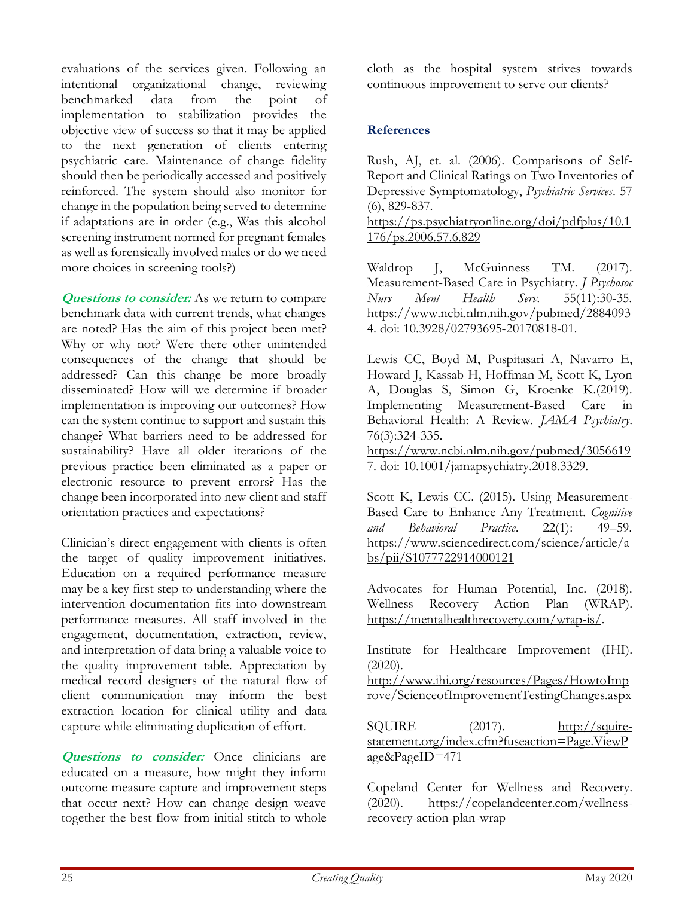evaluations of the services given. Following an intentional organizational change, reviewing benchmarked data from the point of implementation to stabilization provides the objective view of success so that it may be applied to the next generation of clients entering psychiatric care. Maintenance of change fidelity should then be periodically accessed and positively reinforced. The system should also monitor for change in the population being served to determine if adaptations are in order (e.g., Was this alcohol screening instrument normed for pregnant females as well as forensically involved males or do we need more choices in screening tools?)

***Questions to consider:*** As we return to compare benchmark data with current trends, what changes are noted? Has the aim of this project been met? Why or why not? Were there other unintended consequences of the change that should be addressed? Can this change be more broadly disseminated? How will we determine if broader implementation is improving our outcomes? How can the system continue to support and sustain this change? What barriers need to be addressed for sustainability? Have all older iterations of the previous practice been eliminated as a paper or electronic resource to prevent errors? Has the change been incorporated into new client and staff orientation practices and expectations?

Clinician's direct engagement with clients is often the target of quality improvement initiatives. Education on a required performance measure may be a key first step to understanding where the intervention documentation fits into downstream performance measures. All staff involved in the engagement, documentation, extraction, review, and interpretation of data bring a valuable voice to the quality improvement table. Appreciation by medical record designers of the natural flow of client communication may inform the best extraction location for clinical utility and data capture while eliminating duplication of effort.

***Questions to consider:*** Once clinicians are educated on a measure, how might they inform outcome measure capture and improvement steps that occur next? How can change design weave together the best flow from initial stitch to whole cloth as the hospital system strives towards continuous improvement to serve our clients?

## References

Rush, AJ, et. al. (2006). Comparisons of Self-Report and Clinical Ratings on Two Inventories of Depressive Symptomatology, *Psychiatric Services*. 57 (6), 829-837. https://ps.psychiatryonline.org/doi/pdfplus/10.1176/ps.2006.57.6.829

Waldrop J, McGuinness TM. (2017). Measurement-Based Care in Psychiatry. *J Psychosoc Nurs Ment Health Serv.* 55(11):30-35. https://www.ncbi.nlm.nih.gov/pubmed/28840934. doi: 10.3928/02793695-20170818-01.

Lewis CC, Boyd M, Puspitasari A, Navarro E, Howard J, Kassab H, Hoffman M, Scott K, Lyon A, Douglas S, Simon G, Kroenke K.(2019). Implementing Measurement-Based Care in Behavioral Health: A Review. *JAMA Psychiatry*. 76(3):324-335. https://www.ncbi.nlm.nih.gov/pubmed/30566197. doi: 10.1001/jamapsychiatry.2018.3329.

Scott K, Lewis CC. (2015). Using Measurement-Based Care to Enhance Any Treatment. *Cognitive and Behavioral Practice*. 22(1): 49–59. https://www.sciencedirect.com/science/article/abs/pii/S1077722914000121

Advocates for Human Potential, Inc. (2018). Wellness Recovery Action Plan (WRAP). https://mentalhealthrecovery.com/wrap-is/.

Institute for Healthcare Improvement (IHI). (2020). http://www.ihi.org/resources/Pages/HowtoImprove/ScienceofImprovementTestingChanges.aspx

SQUIRE (2017). http://squire-statement.org/index.cfm?fuseaction=Page.ViewPage&PageID=471

Copeland Center for Wellness and Recovery. (2020). https://copelandcenter.com/wellness-recovery-action-plan-wrap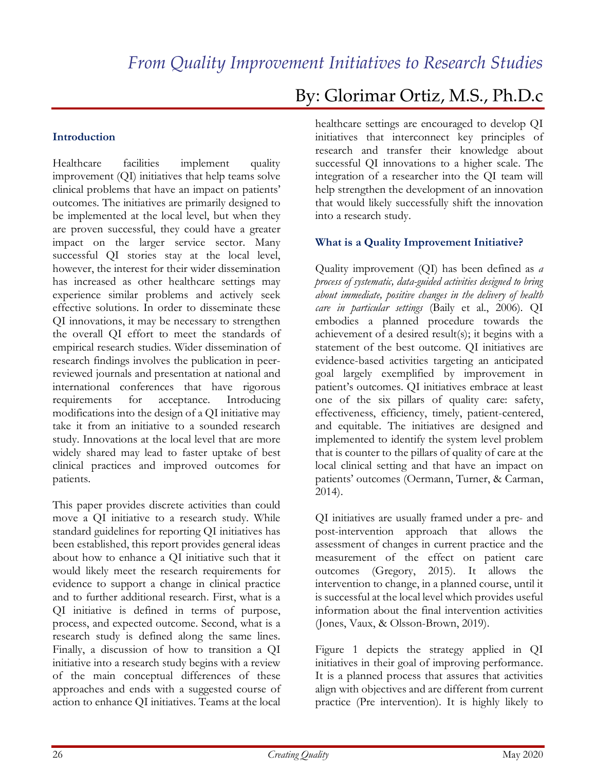# *From Quality Improvement Initiatives to Research Studies*

By: Glorimar Ortiz, M.S., Ph.D.c

## Introduction

Healthcare facilities implement quality improvement (QI) initiatives that help teams solve clinical problems that have an impact on patients' outcomes. The initiatives are primarily designed to be implemented at the local level, but when they are proven successful, they could have a greater impact on the larger service sector. Many successful QI stories stay at the local level, however, the interest for their wider dissemination has increased as other healthcare settings may experience similar problems and actively seek effective solutions. In order to disseminate these QI innovations, it may be necessary to strengthen the overall QI effort to meet the standards of empirical research studies. Wider dissemination of research findings involves the publication in peer-reviewed journals and presentation at national and international conferences that have rigorous requirements for acceptance. Introducing modifications into the design of a QI initiative may take it from an initiative to a sounded research study. Innovations at the local level that are more widely shared may lead to faster uptake of best clinical practices and improved outcomes for patients.

This paper provides discrete activities than could move a QI initiative to a research study. While standard guidelines for reporting QI initiatives has been established, this report provides general ideas about how to enhance a QI initiative such that it would likely meet the research requirements for evidence to support a change in clinical practice and to further additional research. First, what is a QI initiative is defined in terms of purpose, process, and expected outcome. Second, what is a research study is defined along the same lines. Finally, a discussion of how to transition a QI initiative into a research study begins with a review of the main conceptual differences of these approaches and ends with a suggested course of action to enhance QI initiatives. Teams at the local healthcare settings are encouraged to develop QI initiatives that interconnect key principles of research and transfer their knowledge about successful QI innovations to a higher scale. The integration of a researcher into the QI team will help strengthen the development of an innovation that would likely successfully shift the innovation into a research study.

## What is a Quality Improvement Initiative?

Quality improvement (QI) has been defined as *a process of systematic, data-guided activities designed to bring about immediate, positive changes in the delivery of health care in particular settings* (Baily et al., 2006). QI embodies a planned procedure towards the achievement of a desired result(s); it begins with a statement of the best outcome. QI initiatives are evidence-based activities targeting an anticipated goal largely exemplified by improvement in patient's outcomes. QI initiatives embrace at least one of the six pillars of quality care: safety, effectiveness, efficiency, timely, patient-centered, and equitable. The initiatives are designed and implemented to identify the system level problem that is counter to the pillars of quality of care at the local clinical setting and that have an impact on patients' outcomes (Oermann, Turner, & Carman, 2014).

QI initiatives are usually framed under a pre- and post-intervention approach that allows the assessment of changes in current practice and the measurement of the effect on patient care outcomes (Gregory, 2015). It allows the intervention to change, in a planned course, until it is successful at the local level which provides useful information about the final intervention activities (Jones, Vaux, & Olsson-Brown, 2019).

Figure 1 depicts the strategy applied in QI initiatives in their goal of improving performance. It is a planned process that assures that activities align with objectives and are different from current practice (Pre intervention). It is highly likely to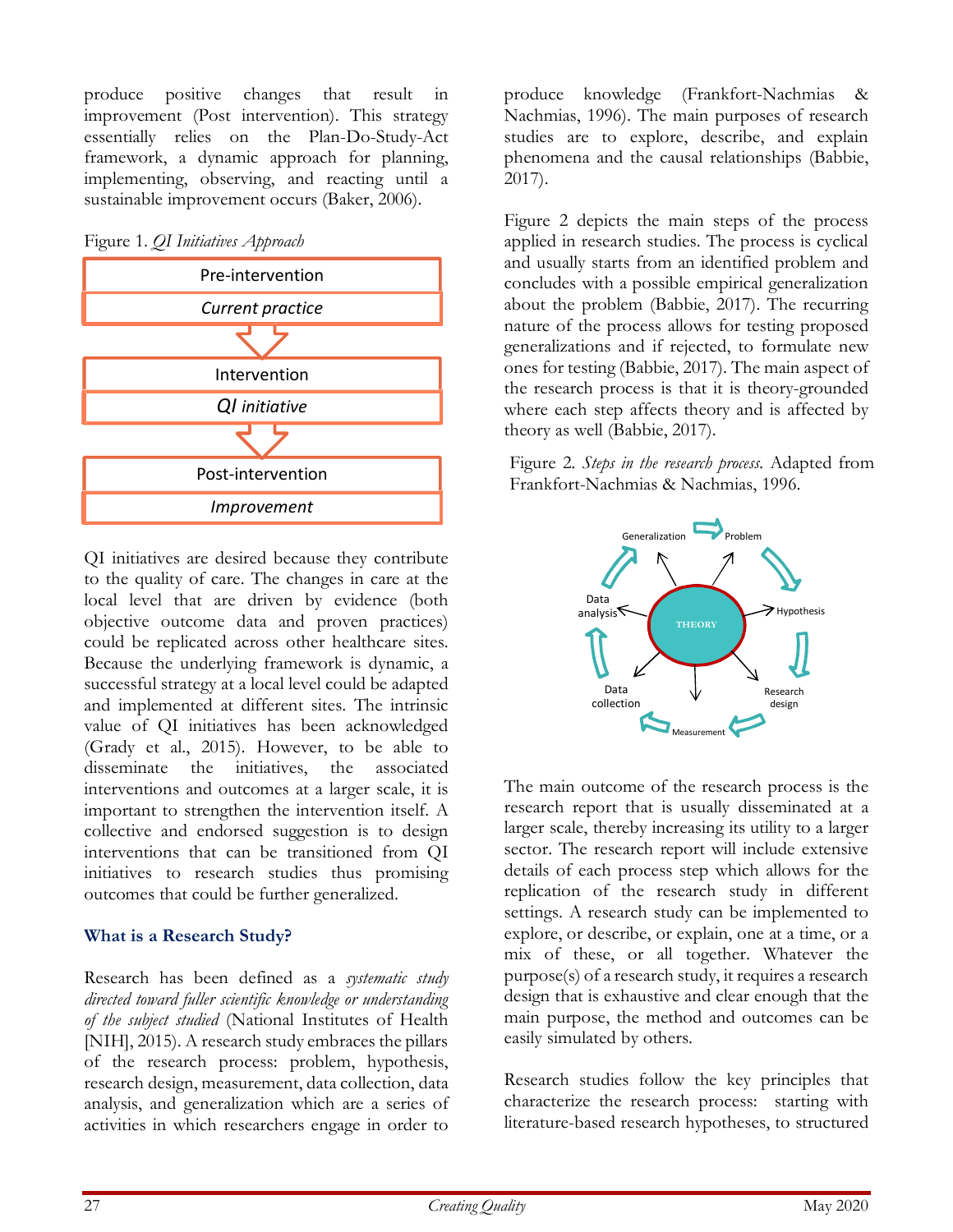produce positive changes that result in improvement (Post intervention). This strategy essentially relies on the Plan-Do-Study-Act framework, a dynamic approach for planning, implementing, observing, and reacting until a sustainable improvement occurs (Baker, 2006).

Figure 1. *QI Initiatives Approach*

Pre-intervention
*Current practice*

Intervention
*QI initiative*

Post-intervention
*Improvement*

QI initiatives are desired because they contribute to the quality of care. The changes in care at the local level that are driven by evidence (both objective outcome data and proven practices) could be replicated across other healthcare sites. Because the underlying framework is dynamic, a successful strategy at a local level could be adapted and implemented at different sites. The intrinsic value of QI initiatives has been acknowledged (Grady et al., 2015). However, to be able to disseminate the initiatives, the associated interventions and outcomes at a larger scale, it is important to strengthen the intervention itself. A collective and endorsed suggestion is to design interventions that can be transitioned from QI initiatives to research studies thus promising outcomes that could be further generalized.

### What is a Research Study?

Research has been defined as a *systematic study directed toward fuller scientific knowledge or understanding of the subject studied* (National Institutes of Health [NIH], 2015). A research study embraces the pillars of the research process: problem, hypothesis, research design, measurement, data collection, data analysis, and generalization which are a series of activities in which researchers engage in order to produce knowledge (Frankfort-Nachmias & Nachmias, 1996). The main purposes of research studies are to explore, describe, and explain phenomena and the causal relationships (Babbie, 2017).

Figure 2 depicts the main steps of the process applied in research studies. The process is cyclical and usually starts from an identified problem and concludes with a possible empirical generalization about the problem (Babbie, 2017). The recurring nature of the process allows for testing proposed generalizations and if rejected, to formulate new ones for testing (Babbie, 2017). The main aspect of the research process is that it is theory-grounded where each step affects theory and is affected by theory as well (Babbie, 2017).

Figure 2. *Steps in the research process.* Adapted from Frankfort-Nachmias & Nachmias, 1996.

THEORY — Problem → Hypothesis → Research design → Measurement → Data collection → Data analysis → Generalization → Problem

The main outcome of the research process is the research report that is usually disseminated at a larger scale, thereby increasing its utility to a larger sector. The research report will include extensive details of each process step which allows for the replication of the research study in different settings. A research study can be implemented to explore, or describe, or explain, one at a time, or a mix of these, or all together. Whatever the purpose(s) of a research study, it requires a research design that is exhaustive and clear enough that the main purpose, the method and outcomes can be easily simulated by others.

Research studies follow the key principles that characterize the research process: starting with literature-based research hypotheses, to structured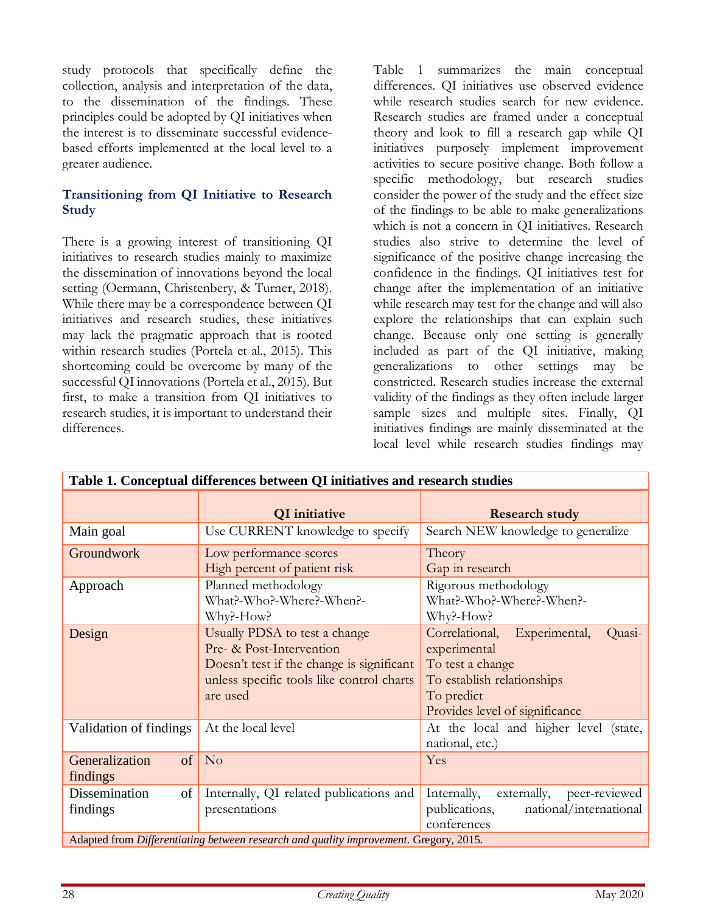study protocols that specifically define the collection, analysis and interpretation of the data, to the dissemination of the findings. These principles could be adopted by QI initiatives when the interest is to disseminate successful evidence-based efforts implemented at the local level to a greater audience.

### Transitioning from QI Initiative to Research Study

There is a growing interest of transitioning QI initiatives to research studies mainly to maximize the dissemination of innovations beyond the local setting (Oermann, Christenbery, & Turner, 2018). While there may be a correspondence between QI initiatives and research studies, these initiatives may lack the pragmatic approach that is rooted within research studies (Portela et al., 2015). This shortcoming could be overcome by many of the successful QI innovations (Portela et al., 2015). But first, to make a transition from QI initiatives to research studies, it is important to understand their differences.

Table 1 summarizes the main conceptual differences. QI initiatives use observed evidence while research studies search for new evidence. Research studies are framed under a conceptual theory and look to fill a research gap while QI initiatives purposely implement improvement activities to secure positive change. Both follow a specific methodology, but research studies consider the power of the study and the effect size of the findings to be able to make generalizations which is not a concern in QI initiatives. Research studies also strive to determine the level of significance of the positive change increasing the confidence in the findings. QI initiatives test for change after the implementation of an initiative while research may test for the change and will also explore the relationships that can explain such change. Because only one setting is generally included as part of the QI initiative, making generalizations to other settings may be constricted. Research studies increase the external validity of the findings as they often include larger sample sizes and multiple sites. Finally, QI initiatives findings are mainly disseminated at the local level while research studies findings may

**Table 1. Conceptual differences between QI initiatives and research studies**

| | QI initiative | Research study |
|---|---|---|
| Main goal | Use CURRENT knowledge to specify | Search NEW knowledge to generalize |
| Groundwork | Low performance scores<br>High percent of patient risk | Theory<br>Gap in research |
| Approach | Planned methodology<br>What?-Who?-Where?-When?-Why?-How? | Rigorous methodology<br>What?-Who?-Where?-When?-Why?-How? |
| Design | Usually PDSA to test a change<br>Pre- & Post-Intervention<br>Doesn't test if the change is significant unless specific tools like control charts are used | Correlational, Experimental, Quasi-experimental<br>To test a change<br>To establish relationships<br>To predict<br>Provides level of significance |
| Validation of findings | At the local level | At the local and higher level (state, national, etc.) |
| Generalization of findings | No | Yes |
| Dissemination of findings | Internally, QI related publications and presentations | Internally, externally, peer-reviewed publications, national/international conferences |

Adapted from *Differentiating between research and quality improvement.* Gregory, 2015.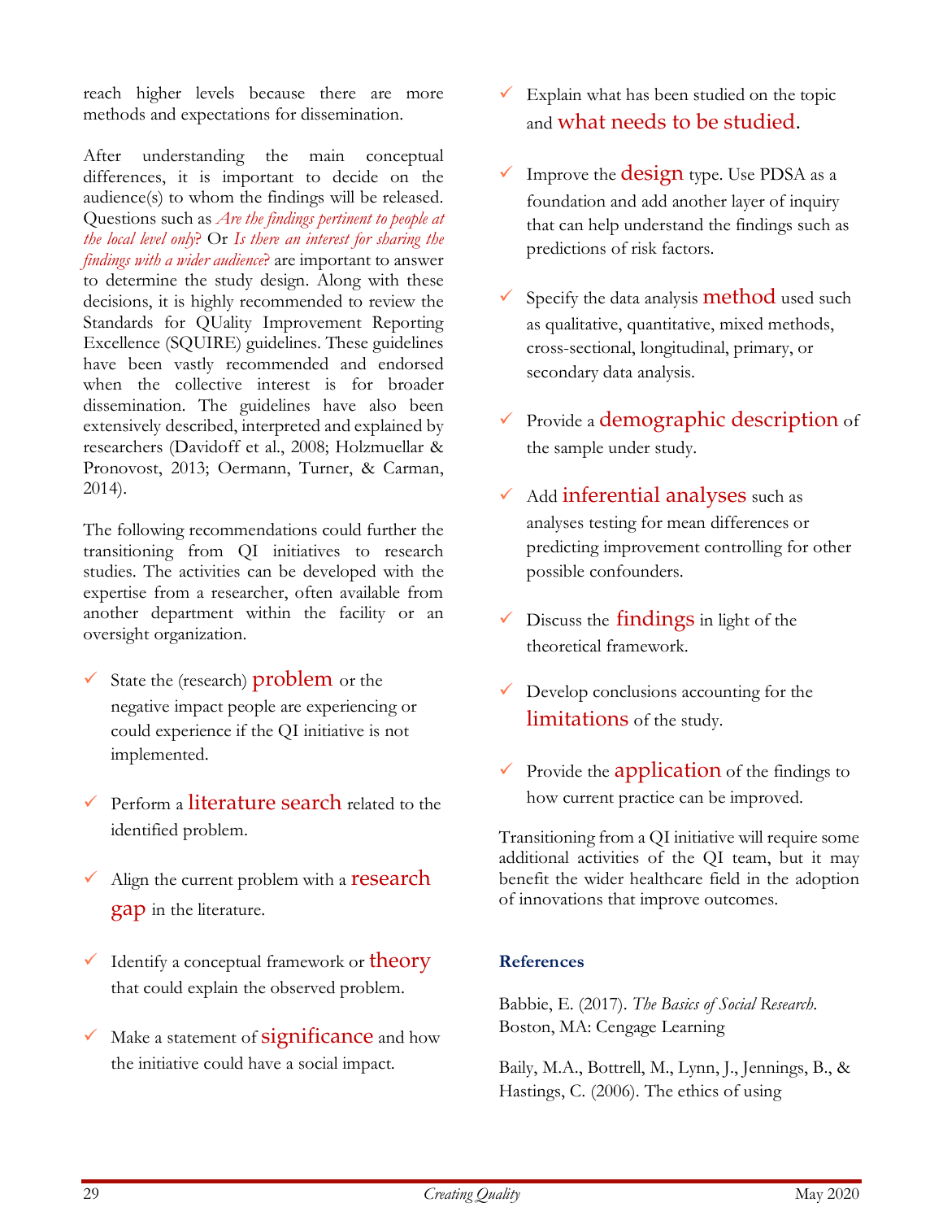reach higher levels because there are more methods and expectations for dissemination.

After understanding the main conceptual differences, it is important to decide on the audience(s) to whom the findings will be released. Questions such as *Are the findings pertinent to people at the local level only*? Or *Is there an interest for sharing the findings with a wider audience*? are important to answer to determine the study design. Along with these decisions, it is highly recommended to review the Standards for QUality Improvement Reporting Excellence (SQUIRE) guidelines. These guidelines have been vastly recommended and endorsed when the collective interest is for broader dissemination. The guidelines have also been extensively described, interpreted and explained by researchers (Davidoff et al., 2008; Holzmuellar & Pronovost, 2013; Oermann, Turner, & Carman, 2014).

The following recommendations could further the transitioning from QI initiatives to research studies. The activities can be developed with the expertise from a researcher, often available from another department within the facility or an oversight organization.

- ✓ State the (research) problem or the negative impact people are experiencing or could experience if the QI initiative is not implemented.
- ✓ Perform a literature search related to the identified problem.
- ✓ Align the current problem with a research gap in the literature.
- ✓ Identify a conceptual framework or theory that could explain the observed problem.
- ✓ Make a statement of significance and how the initiative could have a social impact.
- ✓ Explain what has been studied on the topic and what needs to be studied.
- ✓ Improve the design type. Use PDSA as a foundation and add another layer of inquiry that can help understand the findings such as predictions of risk factors.
- ✓ Specify the data analysis method used such as qualitative, quantitative, mixed methods, cross-sectional, longitudinal, primary, or secondary data analysis.
- ✓ Provide a demographic description of the sample under study.
- ✓ Add inferential analyses such as analyses testing for mean differences or predicting improvement controlling for other possible confounders.
- ✓ Discuss the findings in light of the theoretical framework.
- ✓ Develop conclusions accounting for the limitations of the study.
- ✓ Provide the application of the findings to how current practice can be improved.

Transitioning from a QI initiative will require some additional activities of the QI team, but it may benefit the wider healthcare field in the adoption of innovations that improve outcomes.

**References**

Babbie, E. (2017). *The Basics of Social Research*. Boston, MA: Cengage Learning

Baily, M.A., Bottrell, M., Lynn, J., Jennings, B., & Hastings, C. (2006). The ethics of using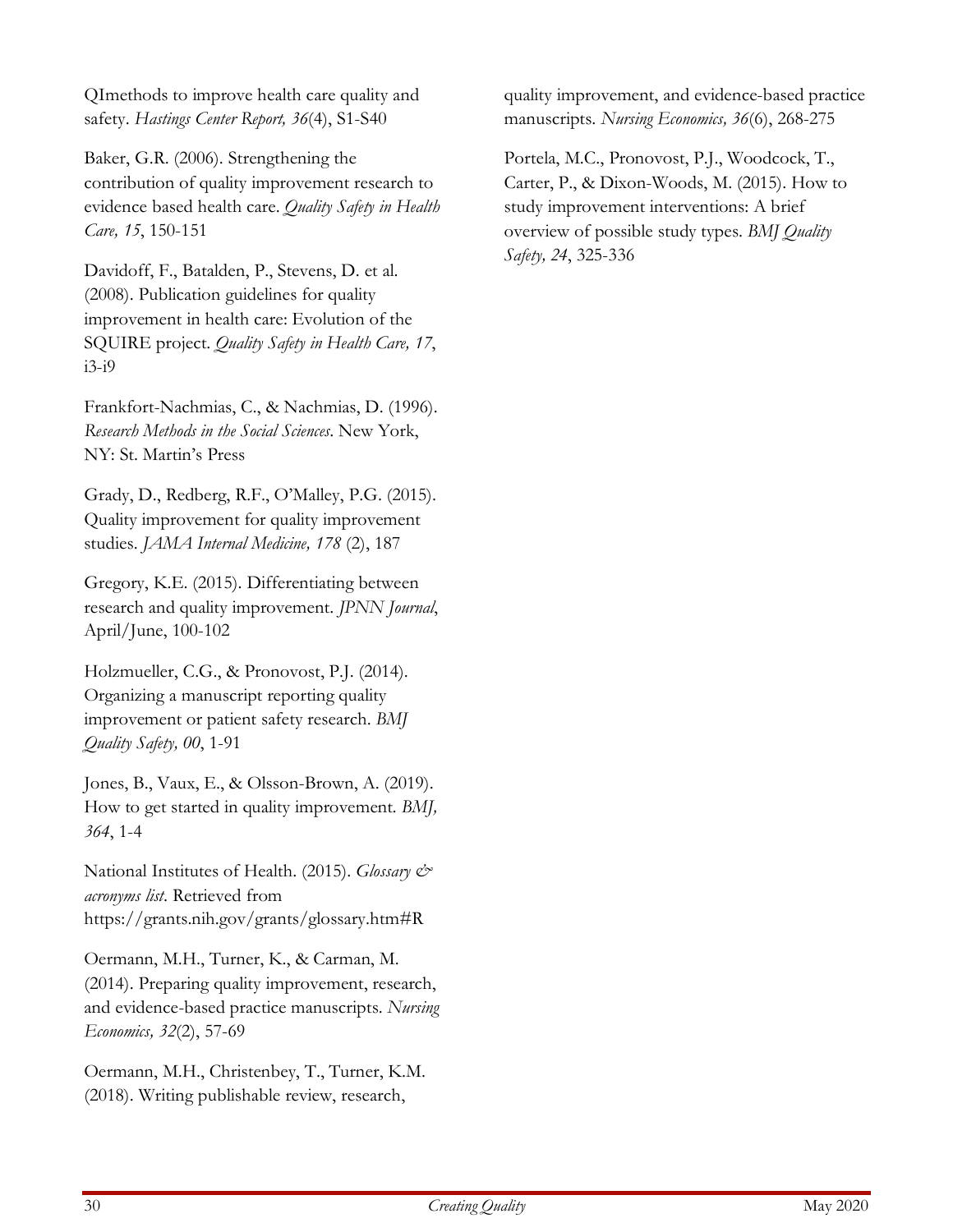QImethods to improve health care quality and safety. *Hastings Center Report, 36*(4), S1-S40

Baker, G.R. (2006). Strengthening the contribution of quality improvement research to evidence based health care. *Quality Safety in Health Care, 15*, 150-151

Davidoff, F., Batalden, P., Stevens, D. et al. (2008). Publication guidelines for quality improvement in health care: Evolution of the SQUIRE project. *Quality Safety in Health Care, 17*, i3-i9

Frankfort-Nachmias, C., & Nachmias, D. (1996). *Research Methods in the Social Sciences*. New York, NY: St. Martin's Press

Grady, D., Redberg, R.F., O'Malley, P.G. (2015). Quality improvement for quality improvement studies. *JAMA Internal Medicine, 178* (2), 187

Gregory, K.E. (2015). Differentiating between research and quality improvement. *JPNN Journal*, April/June, 100-102

Holzmueller, C.G., & Pronovost, P.J. (2014). Organizing a manuscript reporting quality improvement or patient safety research. *BMJ Quality Safety, 00*, 1-91

Jones, B., Vaux, E., & Olsson-Brown, A. (2019). How to get started in quality improvement. *BMJ, 364*, 1-4

National Institutes of Health. (2015). *Glossary & acronyms list*. Retrieved from https://grants.nih.gov/grants/glossary.htm#R

Oermann, M.H., Turner, K., & Carman, M. (2014). Preparing quality improvement, research, and evidence-based practice manuscripts. *Nursing Economics, 32*(2), 57-69

Oermann, M.H., Christenbey, T., Turner, K.M. (2018). Writing publishable review, research, quality improvement, and evidence-based practice manuscripts. *Nursing Economics, 36*(6), 268-275

Portela, M.C., Pronovost, P.J., Woodcock, T., Carter, P., & Dixon-Woods, M. (2015). How to study improvement interventions: A brief overview of possible study types. *BMJ Quality Safety, 24*, 325-336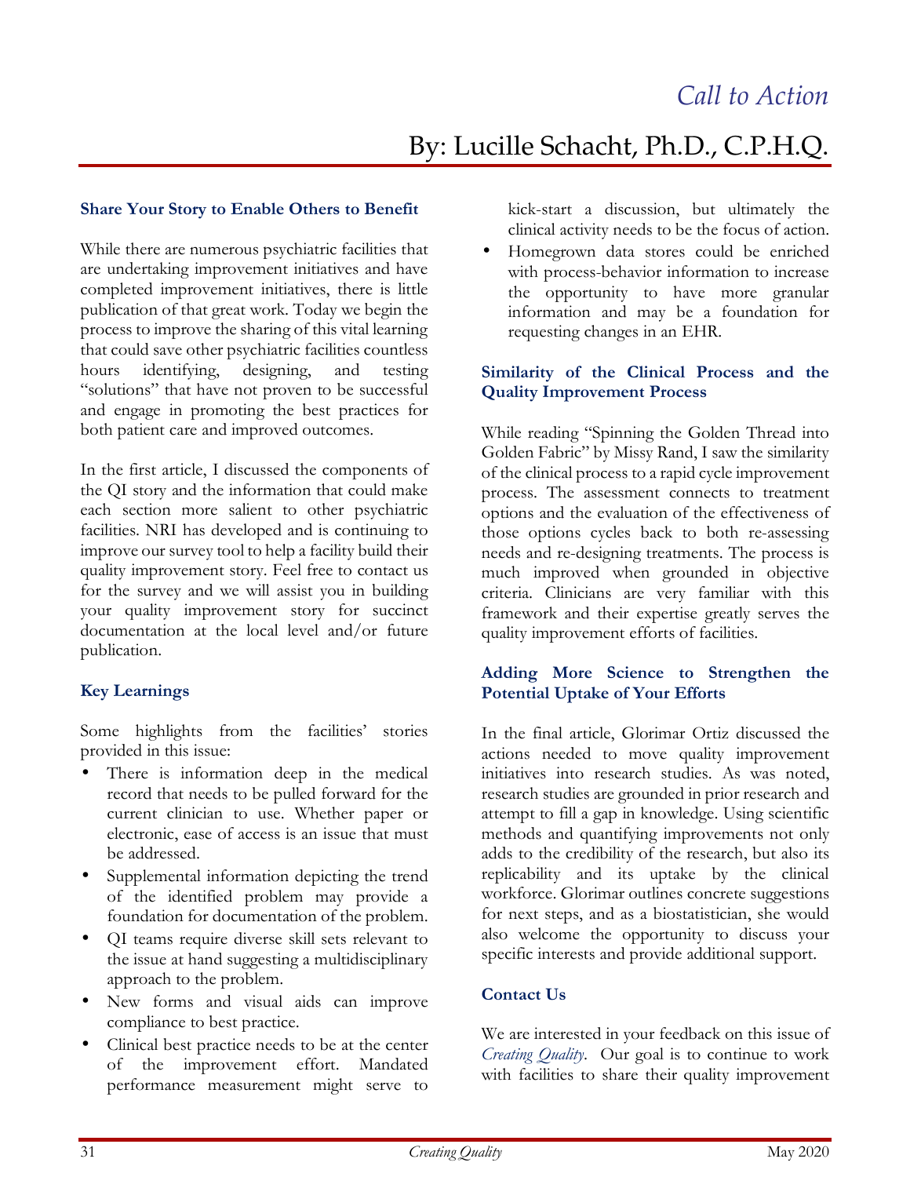# *Call to Action*

## By: Lucille Schacht, Ph.D., C.P.H.Q.

### Share Your Story to Enable Others to Benefit

While there are numerous psychiatric facilities that are undertaking improvement initiatives and have completed improvement initiatives, there is little publication of that great work. Today we begin the process to improve the sharing of this vital learning that could save other psychiatric facilities countless hours identifying, designing, and testing "solutions" that have not proven to be successful and engage in promoting the best practices for both patient care and improved outcomes.

In the first article, I discussed the components of the QI story and the information that could make each section more salient to other psychiatric facilities. NRI has developed and is continuing to improve our survey tool to help a facility build their quality improvement story. Feel free to contact us for the survey and we will assist you in building your quality improvement story for succinct documentation at the local level and/or future publication.

### Key Learnings

Some highlights from the facilities' stories provided in this issue:

- There is information deep in the medical record that needs to be pulled forward for the current clinician to use. Whether paper or electronic, ease of access is an issue that must be addressed.
- Supplemental information depicting the trend of the identified problem may provide a foundation for documentation of the problem.
- QI teams require diverse skill sets relevant to the issue at hand suggesting a multidisciplinary approach to the problem.
- New forms and visual aids can improve compliance to best practice.
- Clinical best practice needs to be at the center of the improvement effort. Mandated performance measurement might serve to kick-start a discussion, but ultimately the clinical activity needs to be the focus of action.
- Homegrown data stores could be enriched with process-behavior information to increase the opportunity to have more granular information and may be a foundation for requesting changes in an EHR.

### Similarity of the Clinical Process and the Quality Improvement Process

While reading "Spinning the Golden Thread into Golden Fabric" by Missy Rand, I saw the similarity of the clinical process to a rapid cycle improvement process. The assessment connects to treatment options and the evaluation of the effectiveness of those options cycles back to both re-assessing needs and re-designing treatments. The process is much improved when grounded in objective criteria. Clinicians are very familiar with this framework and their expertise greatly serves the quality improvement efforts of facilities.

### Adding More Science to Strengthen the Potential Uptake of Your Efforts

In the final article, Glorimar Ortiz discussed the actions needed to move quality improvement initiatives into research studies. As was noted, research studies are grounded in prior research and attempt to fill a gap in knowledge. Using scientific methods and quantifying improvements not only adds to the credibility of the research, but also its replicability and its uptake by the clinical workforce. Glorimar outlines concrete suggestions for next steps, and as a biostatistician, she would also welcome the opportunity to discuss your specific interests and provide additional support.

### Contact Us

We are interested in your feedback on this issue of *Creating Quality*. Our goal is to continue to work with facilities to share their quality improvement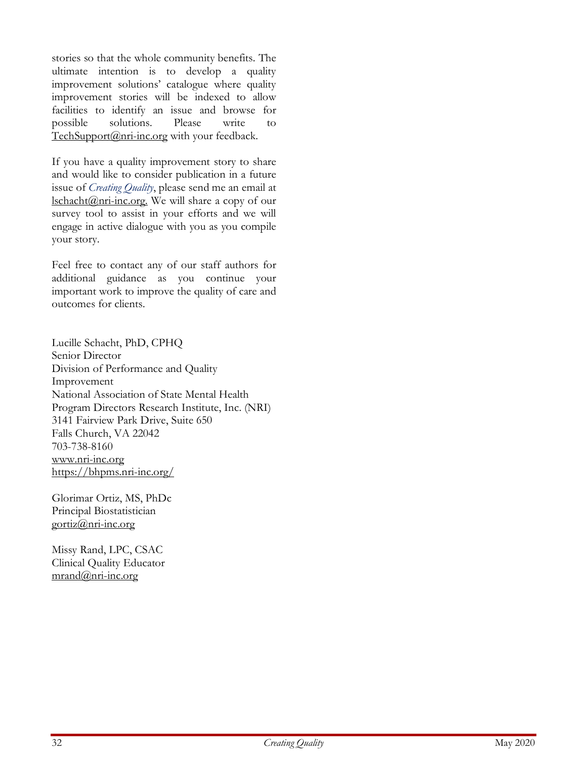stories so that the whole community benefits. The ultimate intention is to develop a quality improvement solutions' catalogue where quality improvement stories will be indexed to allow facilities to identify an issue and browse for possible solutions. Please write to TechSupport@nri-inc.org with your feedback.

If you have a quality improvement story to share and would like to consider publication in a future issue of *Creating Quality*, please send me an email at lschacht@nri-inc.org. We will share a copy of our survey tool to assist in your efforts and we will engage in active dialogue with you as you compile your story.

Feel free to contact any of our staff authors for additional guidance as you continue your important work to improve the quality of care and outcomes for clients.

Lucille Schacht, PhD, CPHQ  
Senior Director  
Division of Performance and Quality Improvement  
National Association of State Mental Health Program Directors Research Institute, Inc. (NRI)  
3141 Fairview Park Drive, Suite 650  
Falls Church, VA 22042  
703-738-8160  
www.nri-inc.org  
https://bhpms.nri-inc.org/

Glorimar Ortiz, MS, PhDc  
Principal Biostatistician  
gortiz@nri-inc.org

Missy Rand, LPC, CSAC  
Clinical Quality Educator  
mrand@nri-inc.org